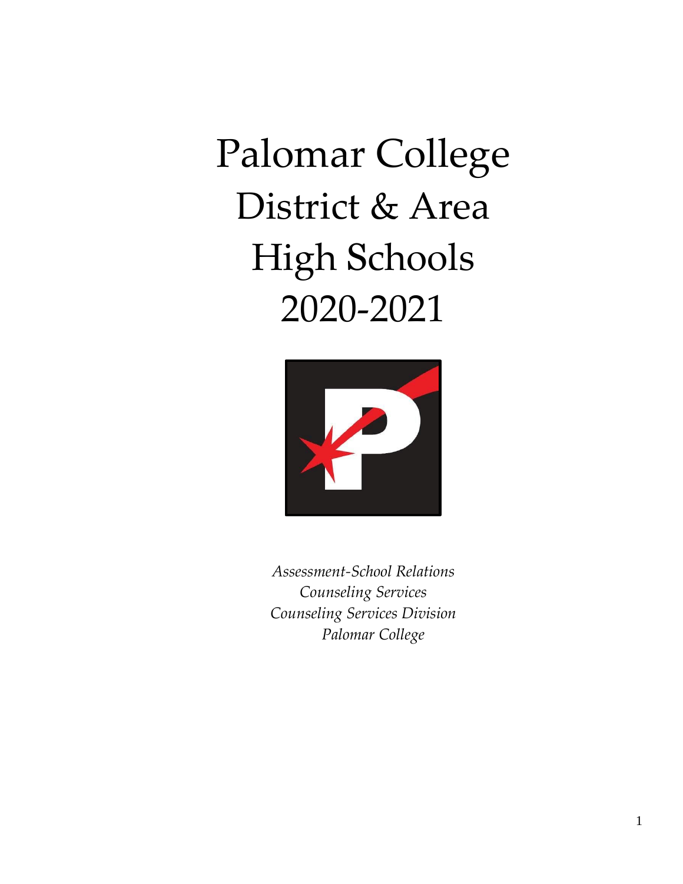# Palomar College District & Area High Schools 2020-2021

*Assessment-School Relations*
*Counseling Services*
*Counseling Services Division*
*Palomar College*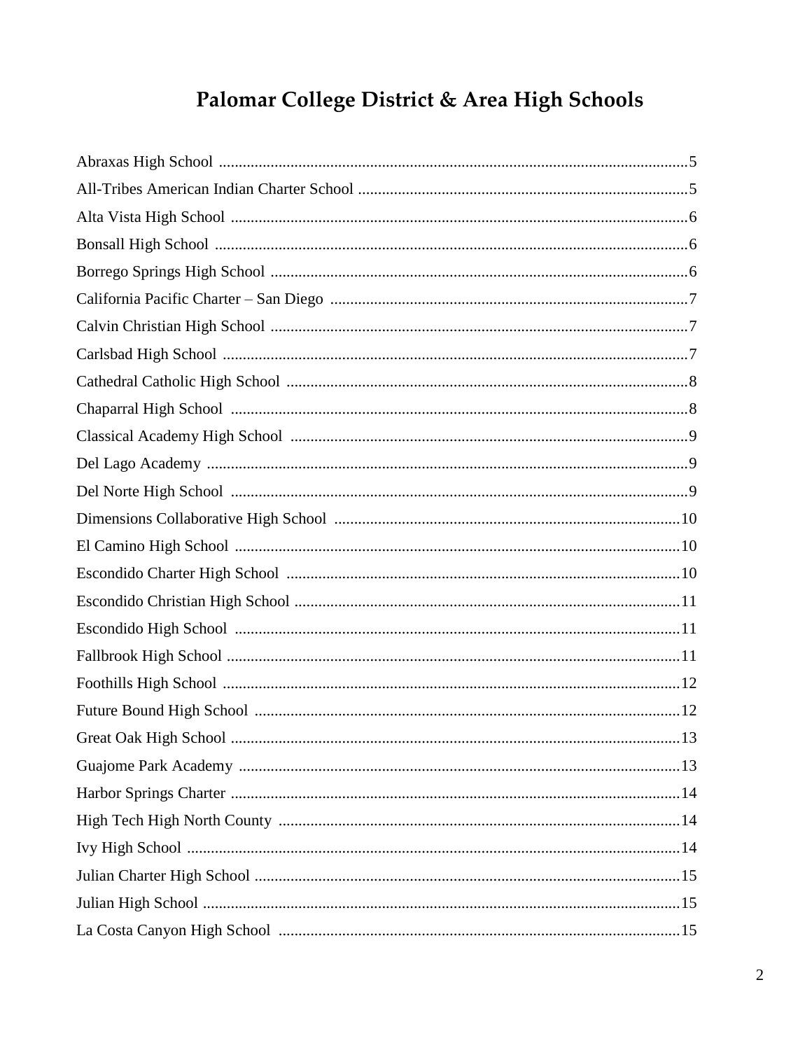# Palomar College District & Area High Schools

Abraxas High School .....................................................................................................................5
All-Tribes American Indian Charter School ..................................................................................5
Alta Vista High School ..................................................................................................................6
Bonsall High School ......................................................................................................................6
Borrego Springs High School ........................................................................................................6
California Pacific Charter – San Diego .........................................................................................7
Calvin Christian High School ........................................................................................................7
Carlsbad High School ....................................................................................................................7
Cathedral Catholic High School ...................................................................................................8
Chaparral High School ..................................................................................................................8
Classical Academy High School ...................................................................................................9
Del Lago Academy ........................................................................................................................9
Del Norte High School ..................................................................................................................9
Dimensions Collaborative High School ......................................................................................10
El Camino High School ...............................................................................................................10
Escondido Charter High School ..................................................................................................10
Escondido Christian High School ................................................................................................11
Escondido High School ...............................................................................................................11
Fallbrook High School .................................................................................................................11
Foothills High School ..................................................................................................................12
Future Bound High School ..........................................................................................................12
Great Oak High School ................................................................................................................13
Guajome Park Academy ..............................................................................................................13
Harbor Springs Charter ................................................................................................................14
High Tech High North County ....................................................................................................14
Ivy High School ...........................................................................................................................14
Julian Charter High School ..........................................................................................................15
Julian High School .......................................................................................................................15
La Costa Canyon High School ....................................................................................................15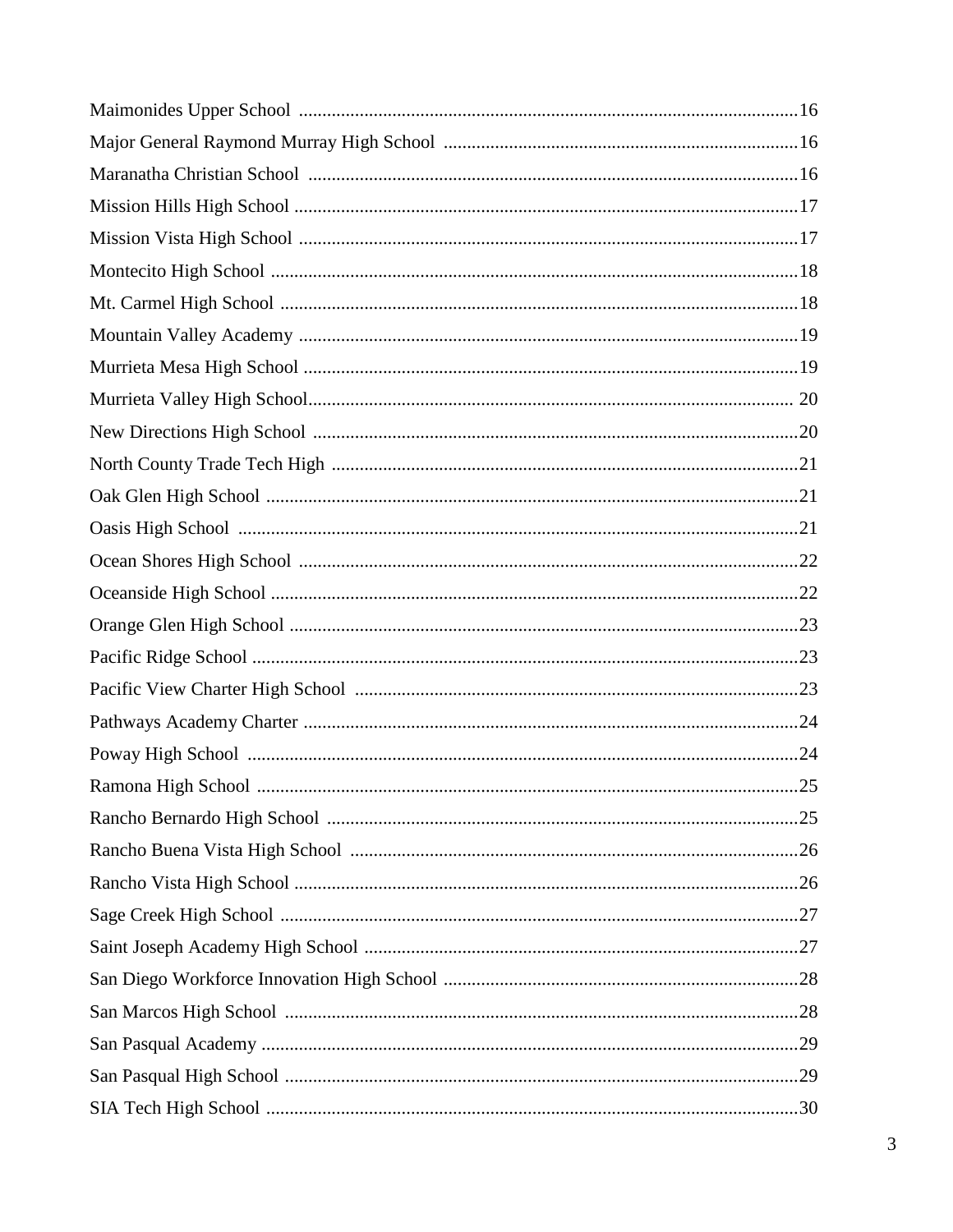Maimonides Upper School ........................................................................................16
Major General Raymond Murray High School ..........................................................................16
Maranatha Christian School ......................................................................................16
Mission Hills High School ......................................................................................17
Mission Vista High School ......................................................................................17
Montecito High School ......................................................................................18
Mt. Carmel High School ......................................................................................18
Mountain Valley Academy ......................................................................................19
Murrieta Mesa High School ......................................................................................19
Murrieta Valley High School...................................................................................... 20
New Directions High School ......................................................................................20
North County Trade Tech High ......................................................................................21
Oak Glen High School ......................................................................................21
Oasis High School ......................................................................................21
Ocean Shores High School ......................................................................................22
Oceanside High School ......................................................................................22
Orange Glen High School ......................................................................................23
Pacific Ridge School ......................................................................................23
Pacific View Charter High School ......................................................................................23
Pathways Academy Charter ......................................................................................24
Poway High School ......................................................................................24
Ramona High School ......................................................................................25
Rancho Bernardo High School ......................................................................................25
Rancho Buena Vista High School ......................................................................................26
Rancho Vista High School ......................................................................................26
Sage Creek High School ......................................................................................27
Saint Joseph Academy High School ......................................................................................27
San Diego Workforce Innovation High School ......................................................................................28
San Marcos High School ......................................................................................28
San Pasqual Academy ......................................................................................29
San Pasqual High School ......................................................................................29
SIA Tech High School ......................................................................................30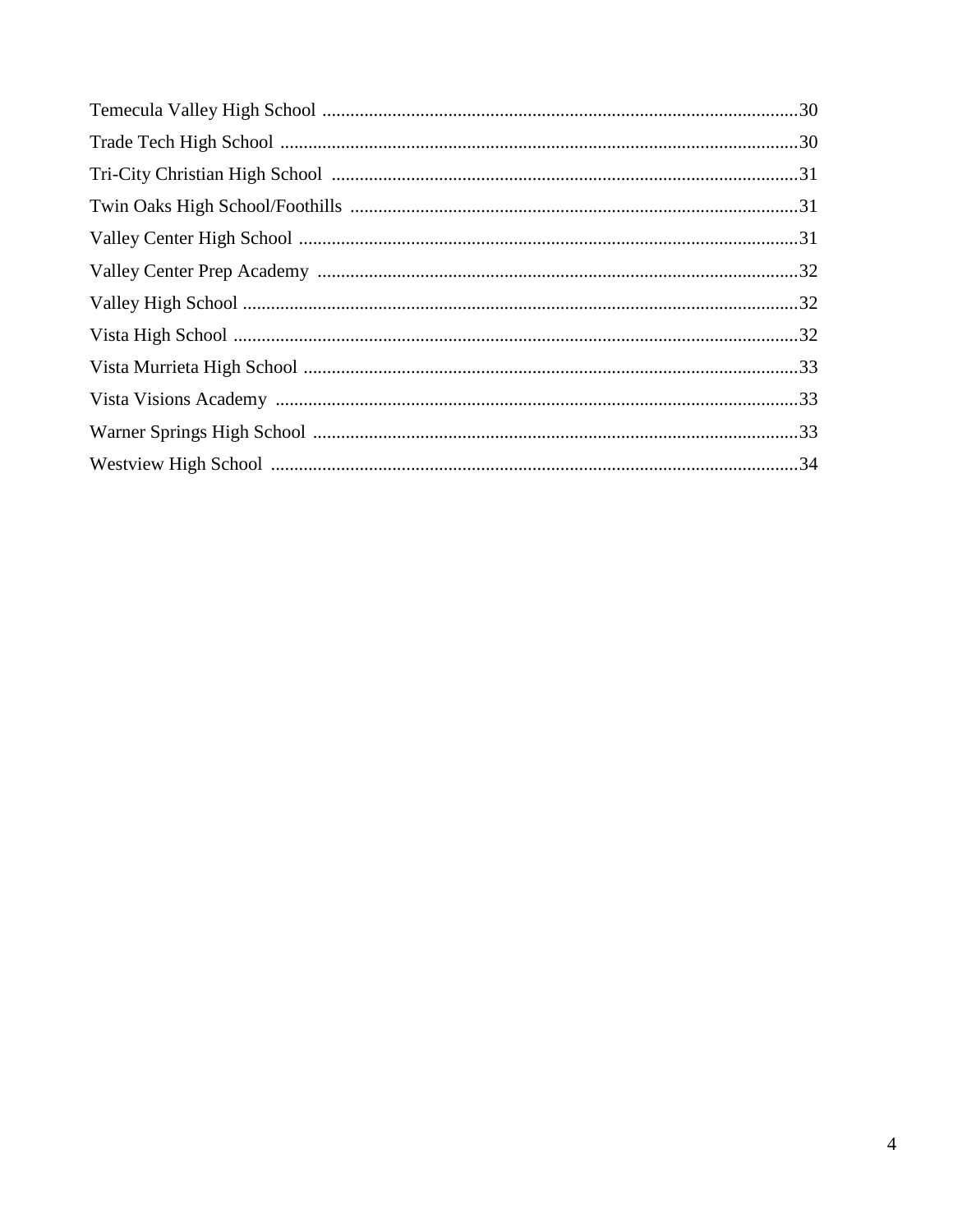Temecula Valley High School ......................................................................................................30
Trade Tech High School ...............................................................................................................30
Tri-City Christian High School ...................................................................................................31
Twin Oaks High School/Foothills ...............................................................................................31
Valley Center High School ..........................................................................................................31
Valley Center Prep Academy ......................................................................................................32
Valley High School ......................................................................................................................32
Vista High School ........................................................................................................................32
Vista Murrieta High School .........................................................................................................33
Vista Visions Academy ...............................................................................................................33
Warner Springs High School ........................................................................................................33
Westview High School ................................................................................................................34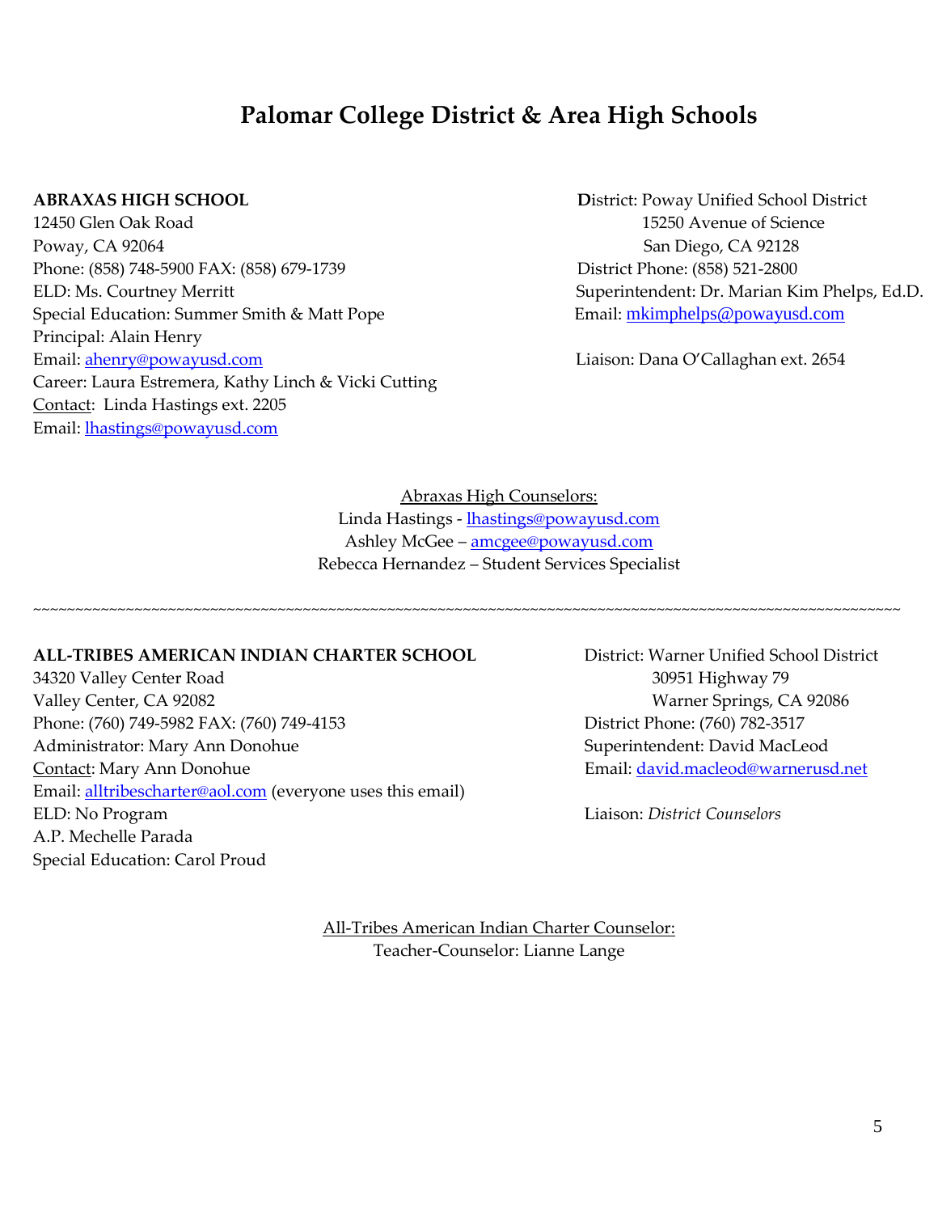# Palomar College District & Area High Schools

**ABRAXAS HIGH SCHOOL**
12450 Glen Oak Road
Poway, CA 92064
Phone: (858) 748-5900 FAX: (858) 679-1739
ELD: Ms. Courtney Merritt
Special Education: Summer Smith & Matt Pope
Principal: Alain Henry
Email: ahenry@powayusd.com
Career: Laura Estremera, Kathy Linch & Vicki Cutting
Contact: Linda Hastings ext. 2205
Email: lhastings@powayusd.com

District: Poway Unified School District
15250 Avenue of Science
San Diego, CA 92128
District Phone: (858) 521-2800
Superintendent: Dr. Marian Kim Phelps, Ed.D.
Email: mkimphelps@powayusd.com

Liaison: Dana O'Callaghan ext. 2654

Abraxas High Counselors:
Linda Hastings - lhastings@powayusd.com
Ashley McGee – amcgee@powayusd.com
Rebecca Hernandez – Student Services Specialist

~~~~~~~~~~~~~~~~~~~~~~~~~~~~~~~~~~~~~~~~~~~~~~~~~~~~~~~~~~~~~~~~~~~~~~~~~~~~~~~~~~~~~~~~~~~~~~~~~~~~~~~~~~~~

**ALL-TRIBES AMERICAN INDIAN CHARTER SCHOOL**
34320 Valley Center Road
Valley Center, CA 92082
Phone: (760) 749-5982 FAX: (760) 749-4153
Administrator: Mary Ann Donohue
Contact: Mary Ann Donohue
Email: alltribescharter@aol.com (everyone uses this email)
ELD: No Program
A.P. Mechelle Parada
Special Education: Carol Proud

District: Warner Unified School District
30951 Highway 79
Warner Springs, CA 92086
District Phone: (760) 782-3517
Superintendent: David MacLeod
Email: david.macleod@warnerusd.net

Liaison: *District Counselors*

All-Tribes American Indian Charter Counselor:
Teacher-Counselor: Lianne Lange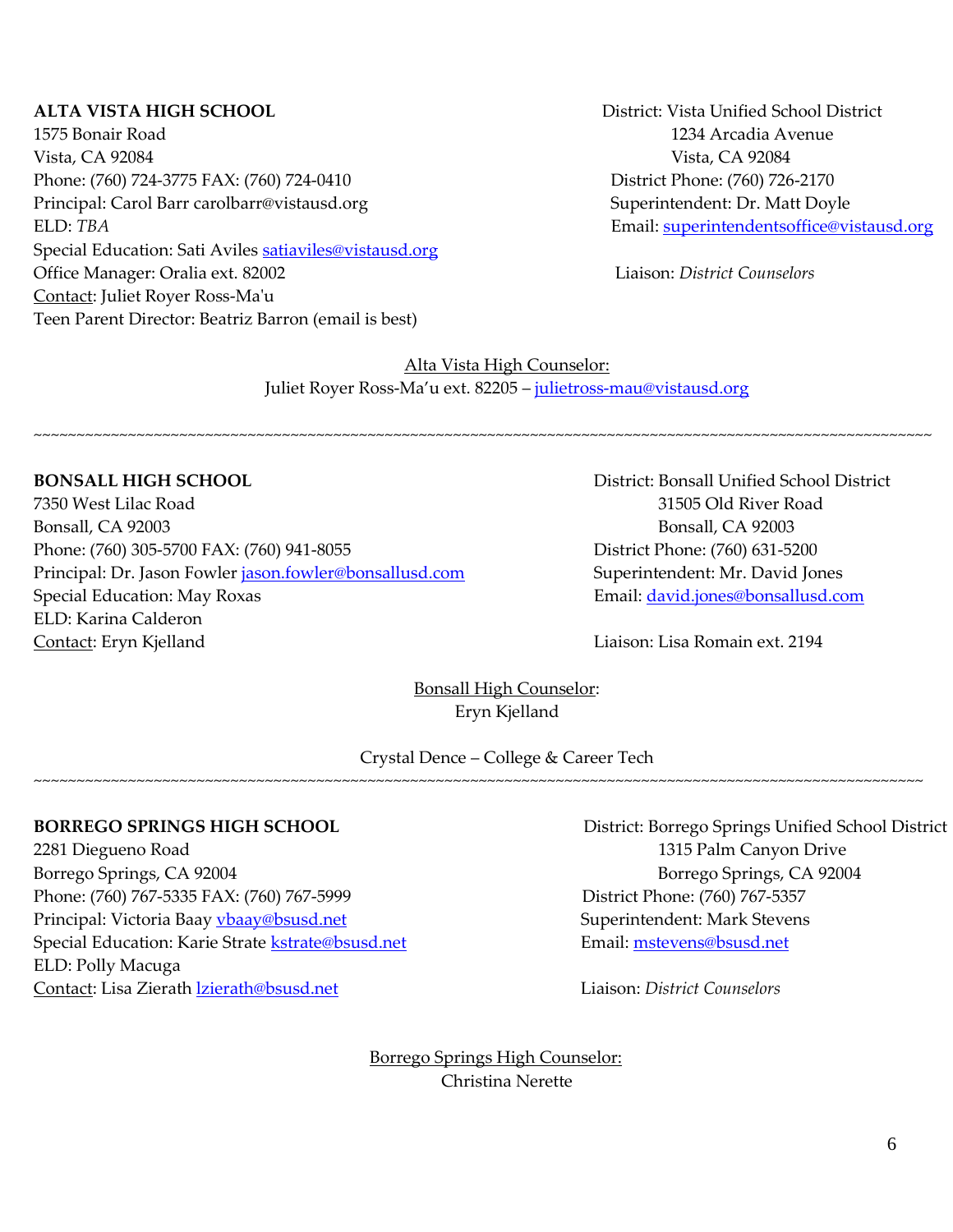**ALTA VISTA HIGH SCHOOL**
1575 Bonair Road
Vista, CA 92084
Phone: (760) 724-3775 FAX: (760) 724-0410
Principal: Carol Barr carolbarr@vistausd.org
ELD: *TBA*
Special Education: Sati Aviles satiaviles@vistausd.org
Office Manager: Oralia ext. 82002
Contact: Juliet Royer Ross-Ma'u
Teen Parent Director: Beatriz Barron (email is best)

District: Vista Unified School District
1234 Arcadia Avenue
Vista, CA 92084
District Phone: (760) 726-2170
Superintendent: Dr. Matt Doyle
Email: superintendentsoffice@vistausd.org

Liaison: *District Counselors*

Alta Vista High Counselor:
Juliet Royer Ross-Ma'u ext. 82205 – julietross-mau@vistausd.org

~~~~~~~~~~~~~~~~~~~~~~~~~~~~~~~~~~~~~~~~~~~~~~~~~~~~~~~~~~~~~~~~~~~~~~~~~~~~~~~~~~~~~~~~~~~~~~~~~~~~

**BONSALL HIGH SCHOOL**
7350 West Lilac Road
Bonsall, CA 92003
Phone: (760) 305-5700 FAX: (760) 941-8055
Principal: Dr. Jason Fowler jason.fowler@bonsallusd.com
Special Education: May Roxas
ELD: Karina Calderon
Contact: Eryn Kjelland

District: Bonsall Unified School District
31505 Old River Road
Bonsall, CA 92003
District Phone: (760) 631-5200
Superintendent: Mr. David Jones
Email: david.jones@bonsallusd.com

Liaison: Lisa Romain ext. 2194

Bonsall High Counselor:
Eryn Kjelland

Crystal Dence – College & Career Tech

~~~~~~~~~~~~~~~~~~~~~~~~~~~~~~~~~~~~~~~~~~~~~~~~~~~~~~~~~~~~~~~~~~~~~~~~~~~~~~~~~~~~~~~~~~~~~~~~~~~~

**BORREGO SPRINGS HIGH SCHOOL**
2281 Diegueno Road
Borrego Springs, CA 92004
Phone: (760) 767-5335 FAX: (760) 767-5999
Principal: Victoria Baay vbaay@bsusd.net
Special Education: Karie Strate kstrate@bsusd.net
ELD: Polly Macuga
Contact: Lisa Zierath lzierath@bsusd.net

District: Borrego Springs Unified School District
1315 Palm Canyon Drive
Borrego Springs, CA 92004
District Phone: (760) 767-5357
Superintendent: Mark Stevens
Email: mstevens@bsusd.net

Liaison: *District Counselors*

Borrego Springs High Counselor:
Christina Nerette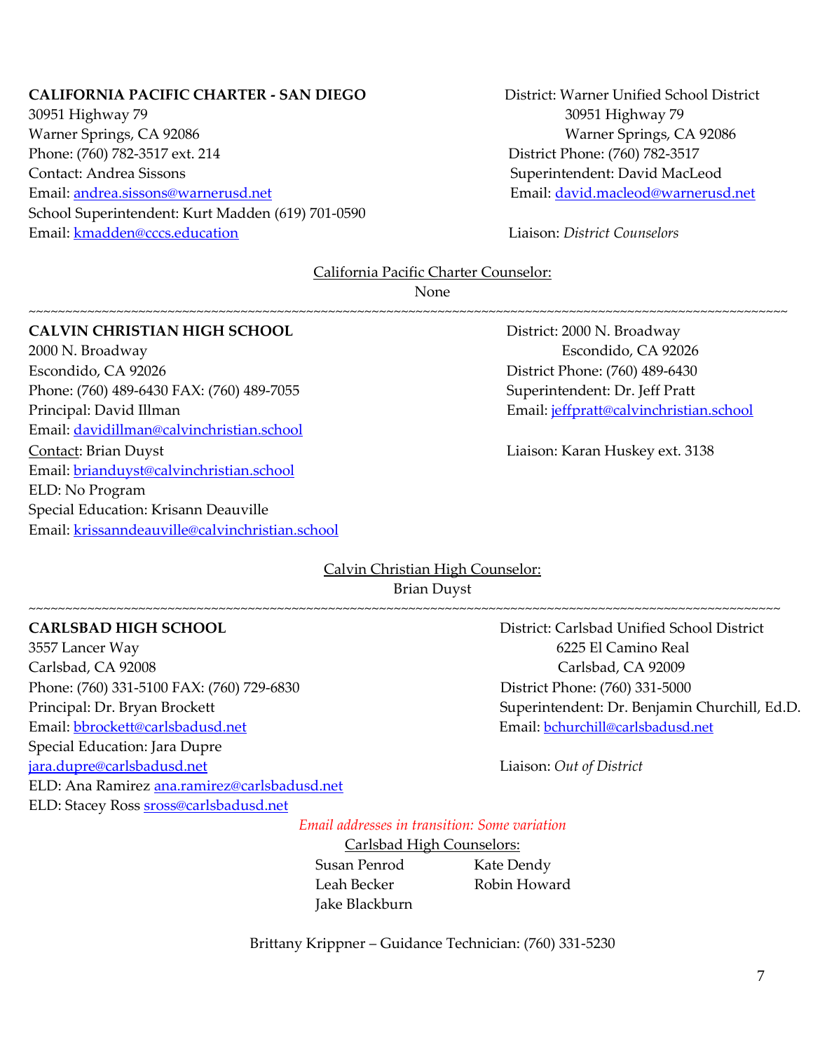**CALIFORNIA PACIFIC CHARTER - SAN DIEGO**
30951 Highway 79
Warner Springs, CA 92086
Phone: (760) 782-3517 ext. 214
Contact: Andrea Sissons
Email: andrea.sissons@warnerusd.net
School Superintendent: Kurt Madden (619) 701-0590
Email: kmadden@cccs.education

District: Warner Unified School District
30951 Highway 79
Warner Springs, CA 92086
District Phone: (760) 782-3517
Superintendent: David MacLeod
Email: david.macleod@warnerusd.net

Liaison: *District Counselors*

California Pacific Charter Counselor:
None

~~~~~~~~~~~~~~~~~~~~~~~~~~~~~~~~~~~~~~~~~~~~~~~~~~~~~~~~~~~~~~~~~~~~~~~~~~~~~~~~~~~~~~~~~~~~~~~~~~~~~~~~~~~~~~~~~~~~~~~~~~~~~~~~

**CALVIN CHRISTIAN HIGH SCHOOL**
2000 N. Broadway
Escondido, CA 92026
Phone: (760) 489-6430 FAX: (760) 489-7055
Principal: David Illman
Email: davidillman@calvinchristian.school
Contact: Brian Duyst
Email: brianduyst@calvinchristian.school
ELD: No Program
Special Education: Krisann Deauville
Email: krissanndeauville@calvinchristian.school

District: 2000 N. Broadway
Escondido, CA 92026
District Phone: (760) 489-6430
Superintendent: Dr. Jeff Pratt
Email: jeffpratt@calvinchristian.school

Liaison: Karan Huskey ext. 3138

Calvin Christian High Counselor:
Brian Duyst

~~~~~~~~~~~~~~~~~~~~~~~~~~~~~~~~~~~~~~~~~~~~~~~~~~~~~~~~~~~~~~~~~~~~~~~~~~~~~~~~~~~~~~~~~~~~~~~~~~~~~~~~~~~~~~~~~~~~~~~~~~~~~~~~

**CARLSBAD HIGH SCHOOL**
3557 Lancer Way
Carlsbad, CA 92008
Phone: (760) 331-5100 FAX: (760) 729-6830
Principal: Dr. Bryan Brockett
Email: bbrockett@carlsbadusd.net
Special Education: Jara Dupre
jara.dupre@carlsbadusd.net
ELD: Ana Ramirez ana.ramirez@carlsbadusd.net
ELD: Stacey Ross sross@carlsbadusd.net

District: Carlsbad Unified School District
6225 El Camino Real
Carlsbad, CA 92009
District Phone: (760) 331-5000
Superintendent: Dr. Benjamin Churchill, Ed.D.
Email: bchurchill@carlsbadusd.net

Liaison: *Out of District*

*Email addresses in transition: Some variation*

Carlsbad High Counselors:
Susan Penrod
Kate Dendy
Leah Becker
Robin Howard
Jake Blackburn

Brittany Krippner – Guidance Technician: (760) 331-5230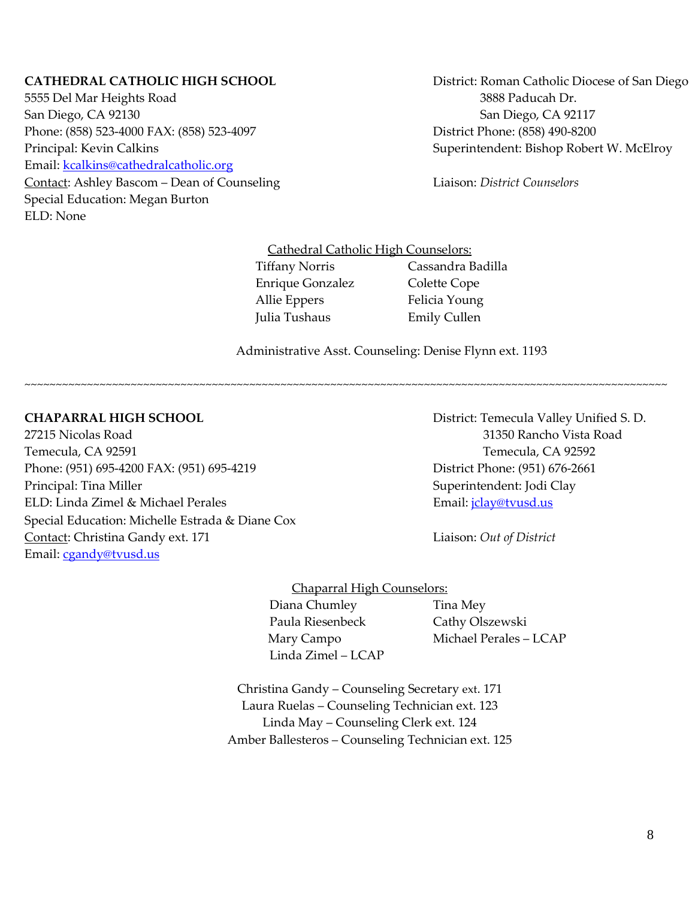**CATHEDRAL CATHOLIC HIGH SCHOOL**
5555 Del Mar Heights Road
San Diego, CA 92130
Phone: (858) 523-4000 FAX: (858) 523-4097
Principal: Kevin Calkins
Email: kcalkins@cathedralcatholic.org
Contact: Ashley Bascom – Dean of Counseling
Special Education: Megan Burton
ELD: None

District: Roman Catholic Diocese of San Diego
3888 Paducah Dr.
San Diego, CA 92117
District Phone: (858) 490-8200
Superintendent: Bishop Robert W. McElroy

Liaison: *District Counselors*

Cathedral Catholic High Counselors:

| | |
|---|---|
| Tiffany Norris | Cassandra Badilla |
| Enrique Gonzalez | Colette Cope |
| Allie Eppers | Felicia Young |
| Julia Tushaus | Emily Cullen |

Administrative Asst. Counseling: Denise Flynn ext. 1193

~~~~~~~~~~~~~~~~~~~~~~~~~~~~~~~~~~~~~~~~~~~~~~~~~~~~~~~~~~~~~~~~~~~~~~~~~~~~~~~~

**CHAPARRAL HIGH SCHOOL**
27215 Nicolas Road
Temecula, CA 92591
Phone: (951) 695-4200 FAX: (951) 695-4219
Principal: Tina Miller
ELD: Linda Zimel & Michael Perales
Special Education: Michelle Estrada & Diane Cox
Contact: Christina Gandy ext. 171
Email: cgandy@tvusd.us

District: Temecula Valley Unified S. D.
31350 Rancho Vista Road
Temecula, CA 92592
District Phone: (951) 676-2661
Superintendent: Jodi Clay
Email: jclay@tvusd.us

Liaison: *Out of District*

Chaparral High Counselors:

| | |
|---|---|
| Diana Chumley | Tina Mey |
| Paula Riesenbeck | Cathy Olszewski |
| Mary Campo | Michael Perales – LCAP |
| Linda Zimel – LCAP | |

Christina Gandy – Counseling Secretary ext. 171
Laura Ruelas – Counseling Technician ext. 123
Linda May – Counseling Clerk ext. 124
Amber Ballesteros – Counseling Technician ext. 125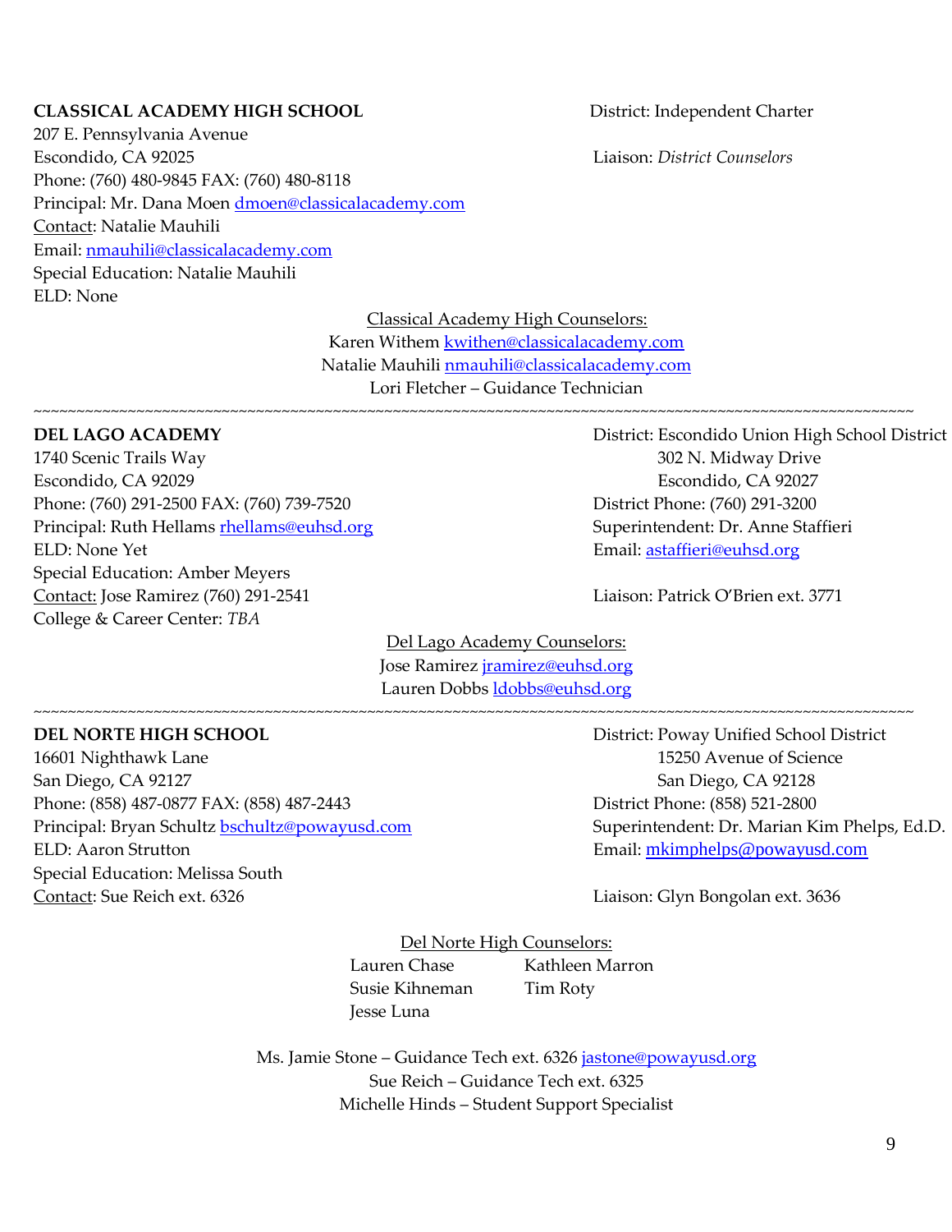**CLASSICAL ACADEMY HIGH SCHOOL**

207 E. Pennsylvania Avenue
Escondido, CA 92025
Phone: (760) 480-9845 FAX: (760) 480-8118
Principal: Mr. Dana Moen dmoen@classicalacademy.com
Contact: Natalie Mauhili
Email: nmauhili@classicalacademy.com
Special Education: Natalie Mauhili
ELD: None

District: Independent Charter

Liaison: *District Counselors*

Classical Academy High Counselors:
Karen Withem kwithen@classicalacademy.com
Natalie Mauhili nmauhili@classicalacademy.com
Lori Fletcher – Guidance Technician

~~~~~~~~~~~~~~~~~~~~~~~~~~~~~~~~~~~~~~~~~~~~~~~~~~~~~~~~~~~~~~~~~~~~~~~~~~~~~~~~~~~~~~~~~~~~~~~~~~~~

**DEL LAGO ACADEMY**

1740 Scenic Trails Way
Escondido, CA 92029
Phone: (760) 291-2500 FAX: (760) 739-7520
Principal: Ruth Hellams rhellams@euhsd.org
ELD: None Yet
Special Education: Amber Meyers
Contact: Jose Ramirez (760) 291-2541
College & Career Center: *TBA*

District: Escondido Union High School District
302 N. Midway Drive
Escondido, CA 92027
District Phone: (760) 291-3200
Superintendent: Dr. Anne Staffieri
Email: astaffieri@euhsd.org

Liaison: Patrick O'Brien ext. 3771

Del Lago Academy Counselors:
Jose Ramirez jramirez@euhsd.org
Lauren Dobbs ldobbs@euhsd.org

~~~~~~~~~~~~~~~~~~~~~~~~~~~~~~~~~~~~~~~~~~~~~~~~~~~~~~~~~~~~~~~~~~~~~~~~~~~~~~~~~~~~~~~~~~~~~~~~~~~~

**DEL NORTE HIGH SCHOOL**

16601 Nighthawk Lane
San Diego, CA 92127
Phone: (858) 487-0877 FAX: (858) 487-2443
Principal: Bryan Schultz bschultz@powayusd.com
ELD: Aaron Strutton
Special Education: Melissa South
Contact: Sue Reich ext. 6326

District: Poway Unified School District
15250 Avenue of Science
San Diego, CA 92128
District Phone: (858) 521-2800
Superintendent: Dr. Marian Kim Phelps, Ed.D.
Email: mkimphelps@powayusd.com

Liaison: Glyn Bongolan ext. 3636

Del Norte High Counselors:

Lauren Chase
Kathleen Marron
Susie Kihneman
Tim Roty
Jesse Luna

Ms. Jamie Stone – Guidance Tech ext. 6326 jastone@powayusd.org
Sue Reich – Guidance Tech ext. 6325
Michelle Hinds – Student Support Specialist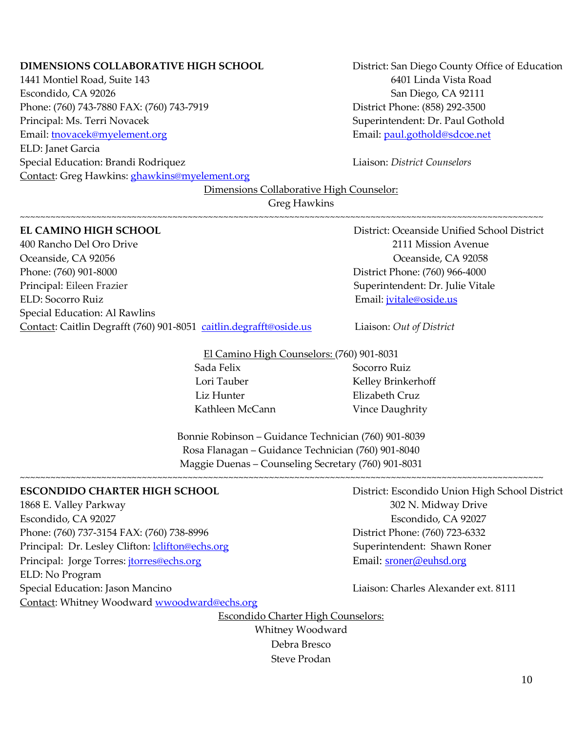**DIMENSIONS COLLABORATIVE HIGH SCHOOL**
1441 Montiel Road, Suite 143
Escondido, CA 92026
Phone: (760) 743-7880 FAX: (760) 743-7919
Principal: Ms. Terri Novacek
Email: tnovacek@myelement.org
ELD: Janet Garcia
Special Education: Brandi Rodriquez
Contact: Greg Hawkins: ghawkins@myelement.org

District: San Diego County Office of Education
6401 Linda Vista Road
San Diego, CA 92111
District Phone: (858) 292-3500
Superintendent: Dr. Paul Gothold
Email: paul.gothold@sdcoe.net

Liaison: *District Counselors*

Dimensions Collaborative High Counselor:
Greg Hawkins

~~~~~~~~~~~~~~~~~~~~~~~~~~~~~~~~~~~~~~~~~~~~~~~~~~~~~~~~~~~~~~~~~~~~~~~~~~~~~~~~~~~~~~~~~~~~~~~~~~~~~~~~~

**EL CAMINO HIGH SCHOOL**
400 Rancho Del Oro Drive
Oceanside, CA 92056
Phone: (760) 901-8000
Principal: Eileen Frazier
ELD: Socorro Ruiz
Special Education: Al Rawlins
Contact: Caitlin Degrafft (760) 901-8051 caitlin.degrafft@oside.us

District: Oceanside Unified School District
2111 Mission Avenue
Oceanside, CA 92058
District Phone: (760) 966-4000
Superintendent: Dr. Julie Vitale
Email: jvitale@oside.us

Liaison: *Out of District*

El Camino High Counselors: (760) 901-8031

Sada Felix
Lori Tauber
Liz Hunter
Kathleen McCann
Socorro Ruiz
Kelley Brinkerhoff
Elizabeth Cruz
Vince Daughrity

Bonnie Robinson – Guidance Technician (760) 901-8039
Rosa Flanagan – Guidance Technician (760) 901-8040
Maggie Duenas – Counseling Secretary (760) 901-8031

~~~~~~~~~~~~~~~~~~~~~~~~~~~~~~~~~~~~~~~~~~~~~~~~~~~~~~~~~~~~~~~~~~~~~~~~~~~~~~~~~~~~~~~~~~~~~~~~~~~~~~~~~

**ESCONDIDO CHARTER HIGH SCHOOL**
1868 E. Valley Parkway
Escondido, CA 92027
Phone: (760) 737-3154 FAX: (760) 738-8996
Principal: Dr. Lesley Clifton: lclifton@echs.org
Principal: Jorge Torres: jtorres@echs.org
ELD: No Program
Special Education: Jason Mancino
Contact: Whitney Woodward wwoodward@echs.org

District: Escondido Union High School District
302 N. Midway Drive
Escondido, CA 92027
District Phone: (760) 723-6332
Superintendent: Shawn Roner
Email: sroner@euhsd.org

Liaison: Charles Alexander ext. 8111

Escondido Charter High Counselors:
Whitney Woodward
Debra Bresco
Steve Prodan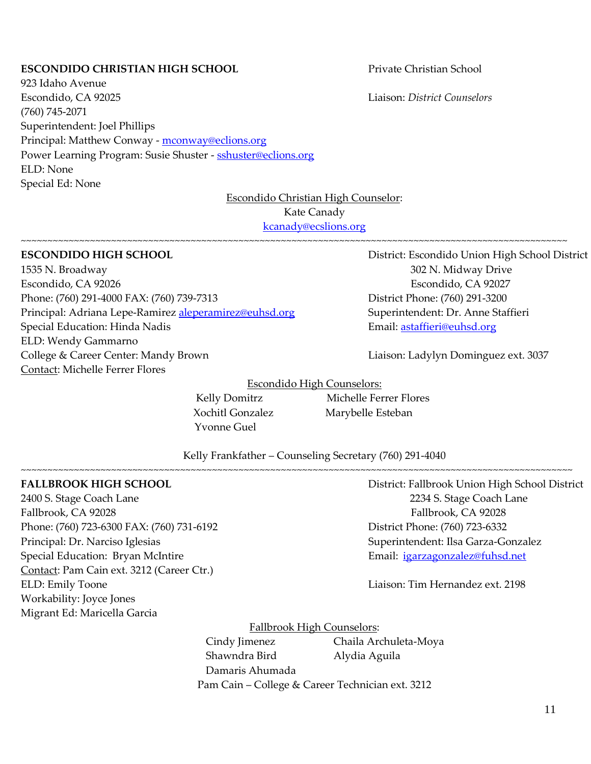**ESCONDIDO CHRISTIAN HIGH SCHOOL**

Private Christian School

923 Idaho Avenue
Escondido, CA 92025
(760) 745-2071
Superintendent: Joel Phillips
Principal: Matthew Conway - mconway@eclions.org
Power Learning Program: Susie Shuster - sshuster@eclions.org
ELD: None
Special Ed: None

Liaison: *District Counselors*

Escondido Christian High Counselor:
Kate Canady
kcanady@ecslions.org

~~~~~~~~~~~~~~~~~~~~~~~~~~~~~~~~~~~~~~~~~~~~~~~~~~~~~~~~~~~~~~~~~~~~~~~~~~~~~~~~~~~~~~~~~~~~~~~~

**ESCONDIDO HIGH SCHOOL**

1535 N. Broadway
Escondido, CA 92026
Phone: (760) 291-4000 FAX: (760) 739-7313
Principal: Adriana Lepe-Ramirez aleperamirez@euhsd.org
Special Education: Hinda Nadis
ELD: Wendy Gammarno
College & Career Center: Mandy Brown
Contact: Michelle Ferrer Flores

District: Escondido Union High School District
302 N. Midway Drive
Escondido, CA 92027
District Phone: (760) 291-3200
Superintendent: Dr. Anne Staffieri
Email: astaffieri@euhsd.org

Liaison: Ladylyn Dominguez ext. 3037

Escondido High Counselors:

Kelly Domitrz
Michelle Ferrer Flores
Xochitl Gonzalez
Marybelle Esteban
Yvonne Guel

Kelly Frankfather – Counseling Secretary (760) 291-4040

~~~~~~~~~~~~~~~~~~~~~~~~~~~~~~~~~~~~~~~~~~~~~~~~~~~~~~~~~~~~~~~~~~~~~~~~~~~~~~~~~~~~~~~~~~~~~~~~

**FALLBROOK HIGH SCHOOL**

2400 S. Stage Coach Lane
Fallbrook, CA 92028
Phone: (760) 723-6300 FAX: (760) 731-6192
Principal: Dr. Narciso Iglesias
Special Education: Bryan McIntire
Contact: Pam Cain ext. 3212 (Career Ctr.)
ELD: Emily Toone
Workability: Joyce Jones
Migrant Ed: Maricella Garcia

District: Fallbrook Union High School District
2234 S. Stage Coach Lane
Fallbrook, CA 92028
District Phone: (760) 723-6332
Superintendent: Ilsa Garza-Gonzalez
Email: igarzagonzalez@fuhsd.net

Liaison: Tim Hernandez ext. 2198

Fallbrook High Counselors:

Cindy Jimenez
Chaila Archuleta-Moya
Shawndra Bird
Alydia Aguila
Damaris Ahumada

Pam Cain – College & Career Technician ext. 3212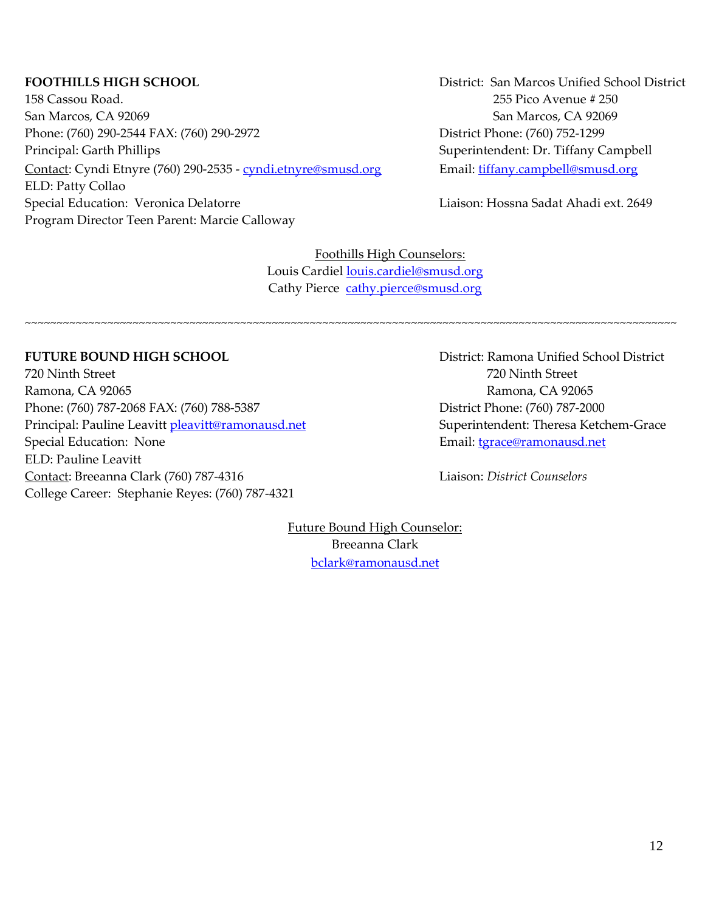**FOOTHILLS HIGH SCHOOL**
158 Cassou Road.
San Marcos, CA 92069
Phone: (760) 290-2544 FAX: (760) 290-2972
Principal: Garth Phillips
Contact: Cyndi Etnyre (760) 290-2535 - cyndi.etnyre@smusd.org
ELD: Patty Collao
Special Education: Veronica Delatorre
Program Director Teen Parent: Marcie Calloway

District: San Marcos Unified School District
255 Pico Avenue # 250
San Marcos, CA 92069
District Phone: (760) 752-1299
Superintendent: Dr. Tiffany Campbell
Email: tiffany.campbell@smusd.org

Liaison: Hossna Sadat Ahadi ext. 2649

Foothills High Counselors:
Louis Cardiel louis.cardiel@smusd.org
Cathy Pierce cathy.pierce@smusd.org

~~~~~~~~~~~~~~~~~~~~~~~~~~~~~~~~~~~~~~~~~~~~~~~~~~~~~~~~~~~~~~~~~~~~~~~~~~~~~~~~~~~~~~~~~~~~~~~~~~~~~~~~~~~~

**FUTURE BOUND HIGH SCHOOL**
720 Ninth Street
Ramona, CA 92065
Phone: (760) 787-2068 FAX: (760) 788-5387
Principal: Pauline Leavitt pleavitt@ramonausd.net
Special Education: None
ELD: Pauline Leavitt
Contact: Breeanna Clark (760) 787-4316
College Career: Stephanie Reyes: (760) 787-4321

District: Ramona Unified School District
720 Ninth Street
Ramona, CA 92065
District Phone: (760) 787-2000
Superintendent: Theresa Ketchem-Grace
Email: tgrace@ramonausd.net

Liaison: *District Counselors*

Future Bound High Counselor:
Breeanna Clark
bclark@ramonausd.net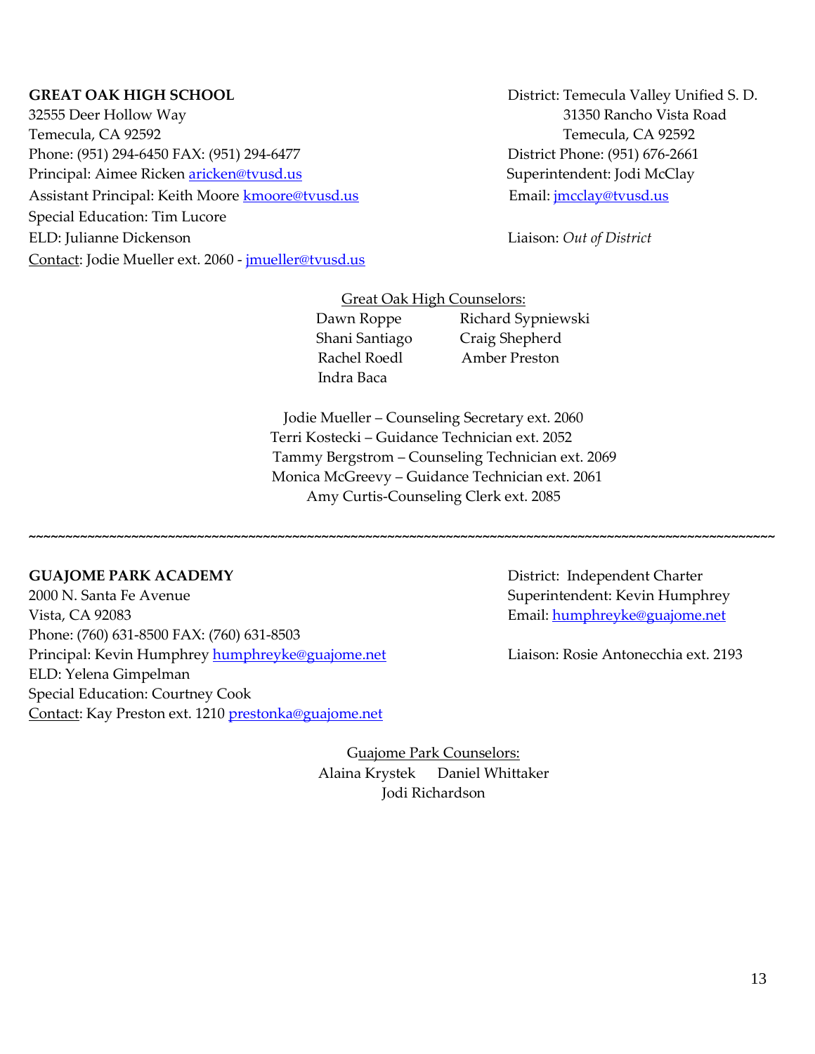**GREAT OAK HIGH SCHOOL**
32555 Deer Hollow Way
Temecula, CA 92592
Phone: (951) 294-6450 FAX: (951) 294-6477
Principal: Aimee Ricken aricken@tvusd.us
Assistant Principal: Keith Moore kmoore@tvusd.us
Special Education: Tim Lucore
ELD: Julianne Dickenson
Contact: Jodie Mueller ext. 2060 - jmueller@tvusd.us

District: Temecula Valley Unified S. D.
31350 Rancho Vista Road
Temecula, CA 92592
District Phone: (951) 676-2661
Superintendent: Jodi McClay
Email: jmcclay@tvusd.us

Liaison: *Out of District*

Great Oak High Counselors:

Dawn Roppe — Richard Sypniewski
Shani Santiago — Craig Shepherd
Rachel Roedl — Amber Preston
Indra Baca

Jodie Mueller – Counseling Secretary ext. 2060
Terri Kostecki – Guidance Technician ext. 2052
Tammy Bergstrom – Counseling Technician ext. 2069
Monica McGreevy – Guidance Technician ext. 2061
Amy Curtis-Counseling Clerk ext. 2085

~~~~~~~~~~~~~~~~~~~~~~~~~~~~~~~~~~~~~~~~~~~~~~~~~~~~~~~~~~~~~~~~~~~~~~~~~~~~~~~~

**GUAJOME PARK ACADEMY**
2000 N. Santa Fe Avenue
Vista, CA 92083
Phone: (760) 631-8500 FAX: (760) 631-8503
Principal: Kevin Humphrey humphreyke@guajome.net
ELD: Yelena Gimpelman
Special Education: Courtney Cook
Contact: Kay Preston ext. 1210 prestonka@guajome.net

District: Independent Charter
Superintendent: Kevin Humphrey
Email: humphreyke@guajome.net

Liaison: Rosie Antonecchia ext. 2193

Guajome Park Counselors:

Alaina Krystek — Daniel Whittaker
Jodi Richardson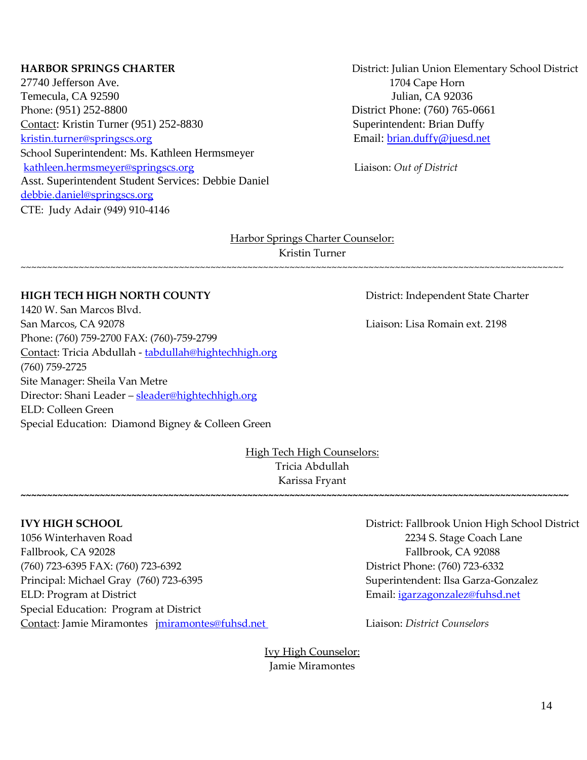**HARBOR SPRINGS CHARTER**
27740 Jefferson Ave.
Temecula, CA 92590
Phone: (951) 252-8800
Contact: Kristin Turner (951) 252-8830
kristin.turner@springscs.org
School Superintendent: Ms. Kathleen Hermsmeyer
kathleen.hermsmeyer@springscs.org
Asst. Superintendent Student Services: Debbie Daniel
debbie.daniel@springscs.org
CTE: Judy Adair (949) 910-4146

District: Julian Union Elementary School District
1704 Cape Horn
Julian, CA 92036
District Phone: (760) 765-0661
Superintendent: Brian Duffy
Email: brian.duffy@juesd.net

Liaison: *Out of District*

Harbor Springs Charter Counselor:
Kristin Turner

~~~~~~~~~~~~~~~~~~~~~~~~~~~~~~~~~~~~~~~~~~~~~~~~~~~~~~~~~~~~~~~~~~~~~~~~~~~~~~~~

**HIGH TECH HIGH NORTH COUNTY**
1420 W. San Marcos Blvd.
San Marcos, CA 92078
Phone: (760) 759-2700 FAX: (760)-759-2799
Contact: Tricia Abdullah - tabdullah@hightechhigh.org
(760) 759-2725
Site Manager: Sheila Van Metre
Director: Shani Leader – sleader@hightechhigh.org
ELD: Colleen Green
Special Education: Diamond Bigney & Colleen Green

District: Independent State Charter

Liaison: Lisa Romain ext. 2198

High Tech High Counselors:
Tricia Abdullah
Karissa Fryant

~~~~~~~~~~~~~~~~~~~~~~~~~~~~~~~~~~~~~~~~~~~~~~~~~~~~~~~~~~~~~~~~~~~~~~~~~~~~~~~~

**IVY HIGH SCHOOL**
1056 Winterhaven Road
Fallbrook, CA 92028
(760) 723-6395 FAX: (760) 723-6392
Principal: Michael Gray (760) 723-6395
ELD: Program at District
Special Education: Program at District
Contact: Jamie Miramontes jmiramontes@fuhsd.net

District: Fallbrook Union High School District
2234 S. Stage Coach Lane
Fallbrook, CA 92088
District Phone: (760) 723-6332
Superintendent: Ilsa Garza-Gonzalez
Email: igarzagonzalez@fuhsd.net

Liaison: *District Counselors*

Ivy High Counselor:
Jamie Miramontes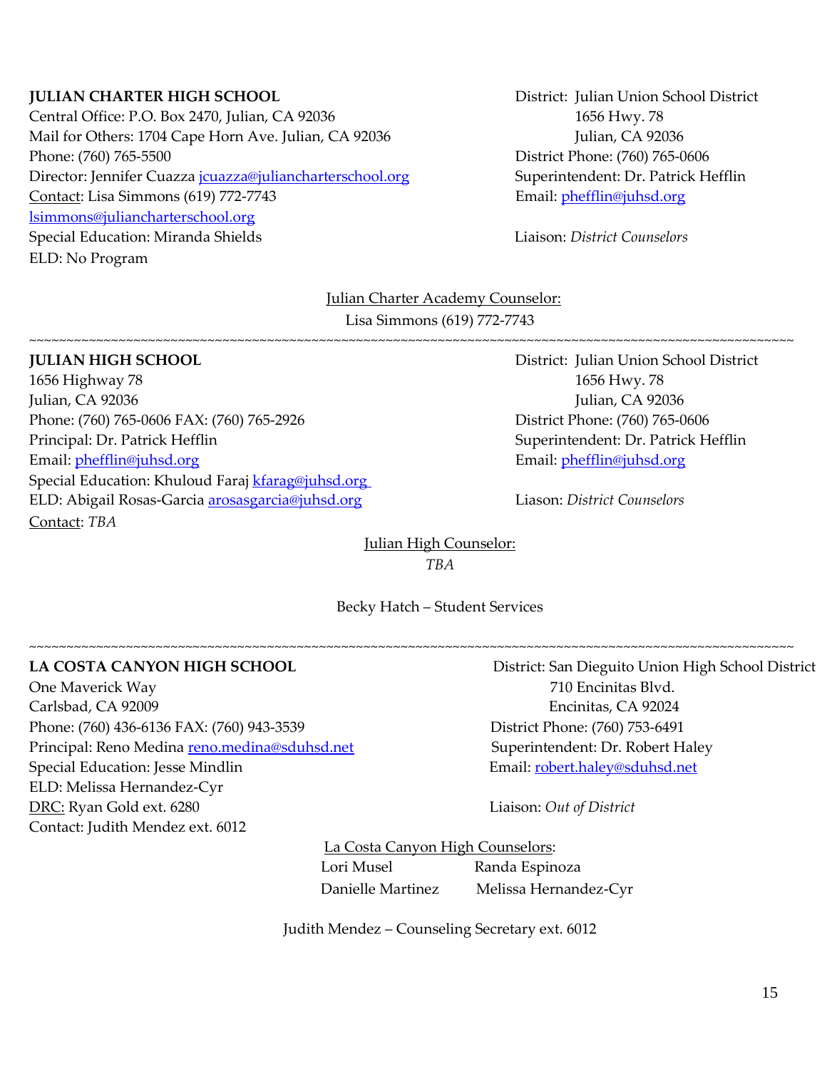**JULIAN CHARTER HIGH SCHOOL**

Central Office: P.O. Box 2470, Julian, CA 92036
Mail for Others: 1704 Cape Horn Ave. Julian, CA 92036
Phone: (760) 765-5500
Director: Jennifer Cuazza jcuazza@juliancharterschool.org
Contact: Lisa Simmons (619) 772-7743
lsimmons@juliancharterschool.org
Special Education: Miranda Shields
ELD: No Program

District: Julian Union School District
1656 Hwy. 78
Julian, CA 92036
District Phone: (760) 765-0606
Superintendent: Dr. Patrick Hefflin
Email: pheffin@juhsd.org

Liaison: *District Counselors*

Julian Charter Academy Counselor:
Lisa Simmons (619) 772-7743

~~~~~~~~~~~~~~~~~~~~~~~~~~~~~~~~~~~~~~~~~~~~~~~~~~~~~~~~~~~~~~~~~~~~~~~~~~~~~~~~~~~~~~~~~~~~~~~~~~~~

**JULIAN HIGH SCHOOL**

1656 Highway 78
Julian, CA 92036
Phone: (760) 765-0606 FAX: (760) 765-2926
Principal: Dr. Patrick Hefflin
Email: pheffin@juhsd.org
Special Education: Khuloud Faraj kfarag@juhsd.org
ELD: Abigail Rosas-Garcia arosasgarcia@juhsd.org
Contact: *TBA*

District: Julian Union School District
1656 Hwy. 78
Julian, CA 92036
District Phone: (760) 765-0606
Superintendent: Dr. Patrick Hefflin
Email: pheffin@juhsd.org

Liason: *District Counselors*

Julian High Counselor:
*TBA*

Becky Hatch – Student Services

~~~~~~~~~~~~~~~~~~~~~~~~~~~~~~~~~~~~~~~~~~~~~~~~~~~~~~~~~~~~~~~~~~~~~~~~~~~~~~~~~~~~~~~~~~~~~~~~~~~~

**LA COSTA CANYON HIGH SCHOOL**

One Maverick Way
Carlsbad, CA 92009
Phone: (760) 436-6136 FAX: (760) 943-3539
Principal: Reno Medina reno.medina@sduhsd.net
Special Education: Jesse Mindlin
ELD: Melissa Hernandez-Cyr
DRC: Ryan Gold ext. 6280
Contact: Judith Mendez ext. 6012

District: San Dieguito Union High School District
710 Encinitas Blvd.
Encinitas, CA 92024
District Phone: (760) 753-6491
Superintendent: Dr. Robert Haley
Email: robert.haley@sduhsd.net

Liaison: *Out of District*

La Costa Canyon High Counselors:
Lori Musel
Randa Espinoza
Danielle Martinez
Melissa Hernandez-Cyr

Judith Mendez – Counseling Secretary ext. 6012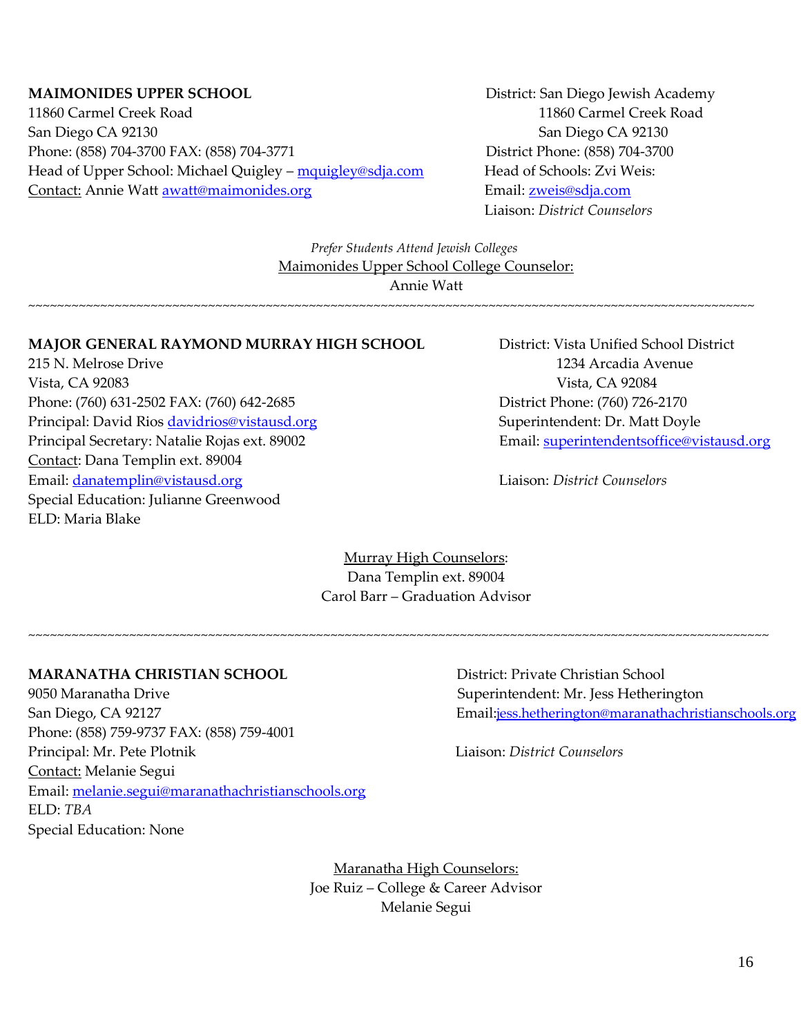**MAIMONIDES UPPER SCHOOL**
11860 Carmel Creek Road
San Diego CA 92130
Phone: (858) 704-3700 FAX: (858) 704-3771
Head of Upper School: Michael Quigley – mquigley@sdja.com
Contact: Annie Watt awatt@maimonides.org

District: San Diego Jewish Academy
11860 Carmel Creek Road
San Diego CA 92130
District Phone: (858) 704-3700
Head of Schools: Zvi Weis:
Email: zweis@sdja.com
Liaison: *District Counselors*

*Prefer Students Attend Jewish Colleges*

Maimonides Upper School College Counselor:
Annie Watt

~~~~~~~~~~~~~~~~~~~~~~~~~~~~~~~~~~~~~~~~~~~~~~~~~~~~~~~~~~~~~~~~~~~~~~~~~~~~~~~~~~~~~~~~~~~~~~~~

**MAJOR GENERAL RAYMOND MURRAY HIGH SCHOOL**
215 N. Melrose Drive
Vista, CA 92083
Phone: (760) 631-2502 FAX: (760) 642-2685
Principal: David Rios davidrios@vistausd.org
Principal Secretary: Natalie Rojas ext. 89002
Contact: Dana Templin ext. 89004
Email: danatemplin@vistausd.org
Special Education: Julianne Greenwood
ELD: Maria Blake

District: Vista Unified School District
1234 Arcadia Avenue
Vista, CA 92084
District Phone: (760) 726-2170
Superintendent: Dr. Matt Doyle
Email: superintendentsoffice@vistausd.org
Liaison: *District Counselors*

Murray High Counselors:
Dana Templin ext. 89004
Carol Barr – Graduation Advisor

~~~~~~~~~~~~~~~~~~~~~~~~~~~~~~~~~~~~~~~~~~~~~~~~~~~~~~~~~~~~~~~~~~~~~~~~~~~~~~~~~~~~~~~~~~~~~~~~

**MARANATHA CHRISTIAN SCHOOL**
9050 Maranatha Drive
San Diego, CA 92127
Phone: (858) 759-9737 FAX: (858) 759-4001
Principal: Mr. Pete Plotnik
Contact: Melanie Segui
Email: melanie.segui@maranathachristianschools.org
ELD: *TBA*
Special Education: None

District: Private Christian School
Superintendent: Mr. Jess Hetherington
Email: jess.hetherington@maranathachristianschools.org
Liaison: *District Counselors*

Maranatha High Counselors:
Joe Ruiz – College & Career Advisor
Melanie Segui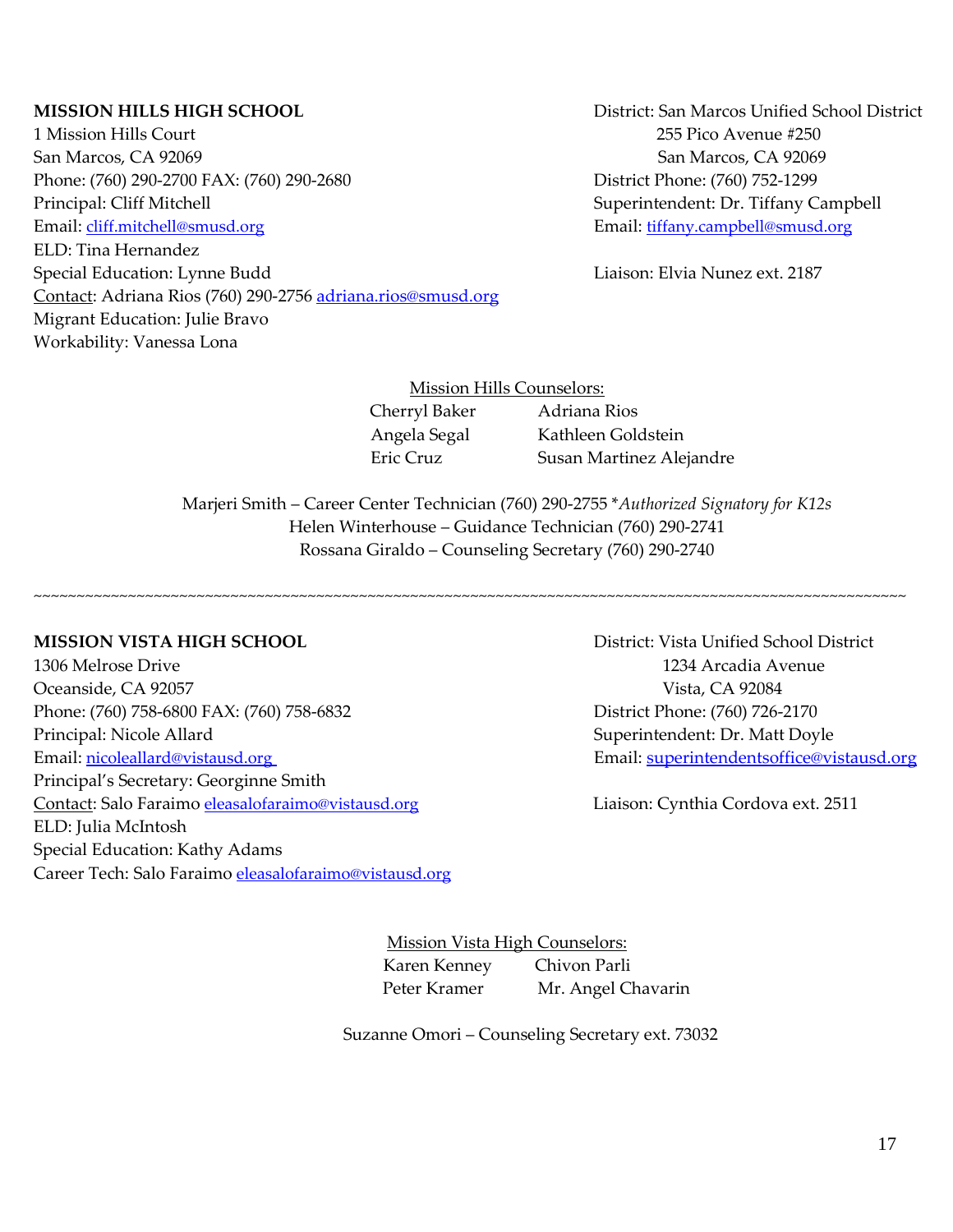**MISSION HILLS HIGH SCHOOL**
1 Mission Hills Court
San Marcos, CA 92069
Phone: (760) 290-2700 FAX: (760) 290-2680
Principal: Cliff Mitchell
Email: cliff.mitchell@smusd.org
ELD: Tina Hernandez
Special Education: Lynne Budd
Contact: Adriana Rios (760) 290-2756 adriana.rios@smusd.org
Migrant Education: Julie Bravo
Workability: Vanessa Lona

District: San Marcos Unified School District
255 Pico Avenue #250
San Marcos, CA 92069
District Phone: (760) 752-1299
Superintendent: Dr. Tiffany Campbell
Email: tiffany.campbell@smusd.org

Liaison: Elvia Nunez ext. 2187

Mission Hills Counselors:

| | |
|---|---|
| Cherryl Baker | Adriana Rios |
| Angela Segal | Kathleen Goldstein |
| Eric Cruz | Susan Martinez Alejandre |

Marjeri Smith – Career Center Technician (760) 290-2755 **Authorized Signatory for K12s*
Helen Winterhouse – Guidance Technician (760) 290-2741
Rossana Giraldo – Counseling Secretary (760) 290-2740

~~~~~~~~~~~~~~~~~~~~~~~~~~~~~~~~~~~~~~~~~~~~~~~~~~~~~~~~~~~~~~~~~~~~~~~~~~~~~~~~~~~~~~~~~~~~~~~~~~~~

**MISSION VISTA HIGH SCHOOL**
1306 Melrose Drive
Oceanside, CA 92057
Phone: (760) 758-6800 FAX: (760) 758-6832
Principal: Nicole Allard
Email: nicoleallard@vistausd.org
Principal's Secretary: Georginne Smith
Contact: Salo Faraimo eleasalofaraimo@vistausd.org
ELD: Julia McIntosh
Special Education: Kathy Adams
Career Tech: Salo Faraimo eleasalofaraimo@vistausd.org

District: Vista Unified School District
1234 Arcadia Avenue
Vista, CA 92084
District Phone: (760) 726-2170
Superintendent: Dr. Matt Doyle
Email: superintendentsoffice@vistausd.org

Liaison: Cynthia Cordova ext. 2511

Mission Vista High Counselors:

| | |
|---|---|
| Karen Kenney | Chivon Parli |
| Peter Kramer | Mr. Angel Chavarin |

Suzanne Omori – Counseling Secretary ext. 73032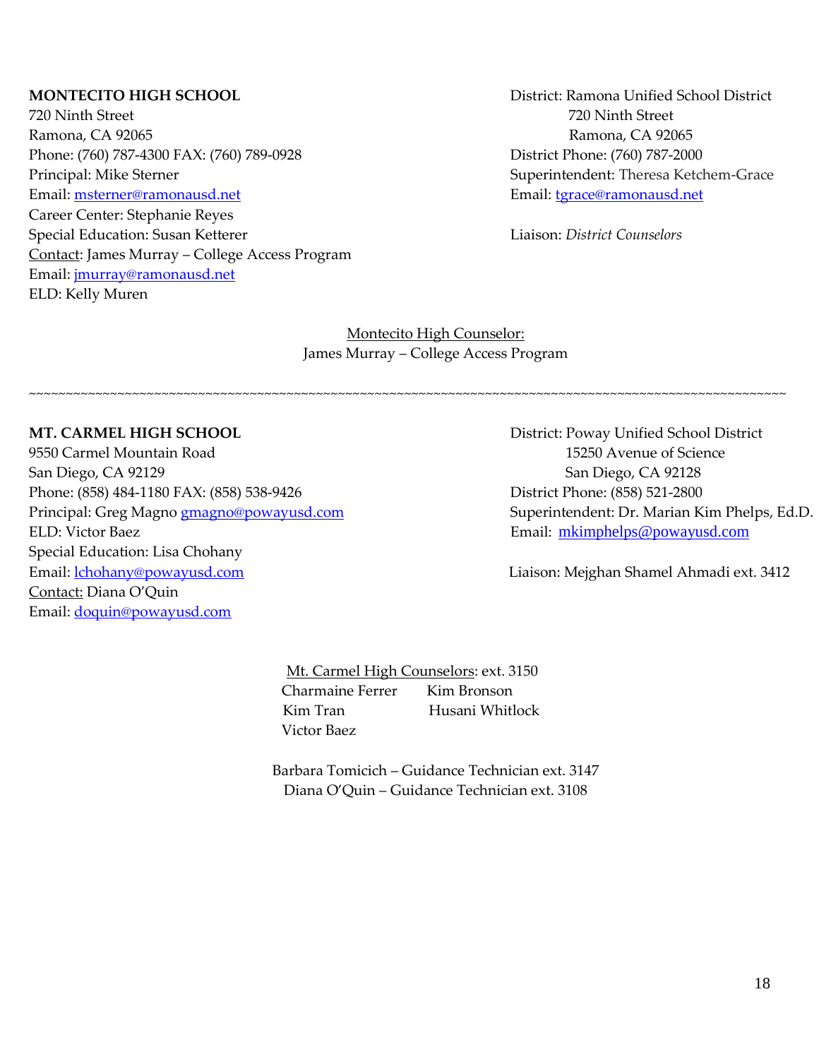**MONTECITO HIGH SCHOOL**
720 Ninth Street
Ramona, CA 92065
Phone: (760) 787-4300 FAX: (760) 789-0928
Principal: Mike Sterner
Email: msterner@ramonausd.net
Career Center: Stephanie Reyes
Special Education: Susan Ketterer
Contact: James Murray – College Access Program
Email: jmurray@ramonausd.net
ELD: Kelly Muren

District: Ramona Unified School District
720 Ninth Street
Ramona, CA 92065
District Phone: (760) 787-2000
Superintendent: Theresa Ketchem-Grace
Email: tgrace@ramonausd.net

Liaison: *District Counselors*

Montecito High Counselor:
James Murray – College Access Program

~~~~~~~~~~~~~~~~~~~~~~~~~~~~~~~~~~~~~~~~~~~~~~~~~~~~~~~~~~~~~~~~~~~~~~~~~~~~~~~~~~~~~~~~~~~~~~~~~~~~~~~~~~~~

**MT. CARMEL HIGH SCHOOL**
9550 Carmel Mountain Road
San Diego, CA 92129
Phone: (858) 484-1180 FAX: (858) 538-9426
Principal: Greg Magno gmagno@powayusd.com
ELD: Victor Baez
Special Education: Lisa Chohany
Email: lchohany@powayusd.com
Contact: Diana O'Quin
Email: doquin@powayusd.com

District: Poway Unified School District
15250 Avenue of Science
San Diego, CA 92128
District Phone: (858) 521-2800
Superintendent: Dr. Marian Kim Phelps, Ed.D.
Email: mkimphelps@powayusd.com

Liaison: Mejghan Shamel Ahmadi ext. 3412

Mt. Carmel High Counselors: ext. 3150
Charmaine Ferrer
Kim Bronson
Kim Tran
Husani Whitlock
Victor Baez

Barbara Tomicich – Guidance Technician ext. 3147
Diana O'Quin – Guidance Technician ext. 3108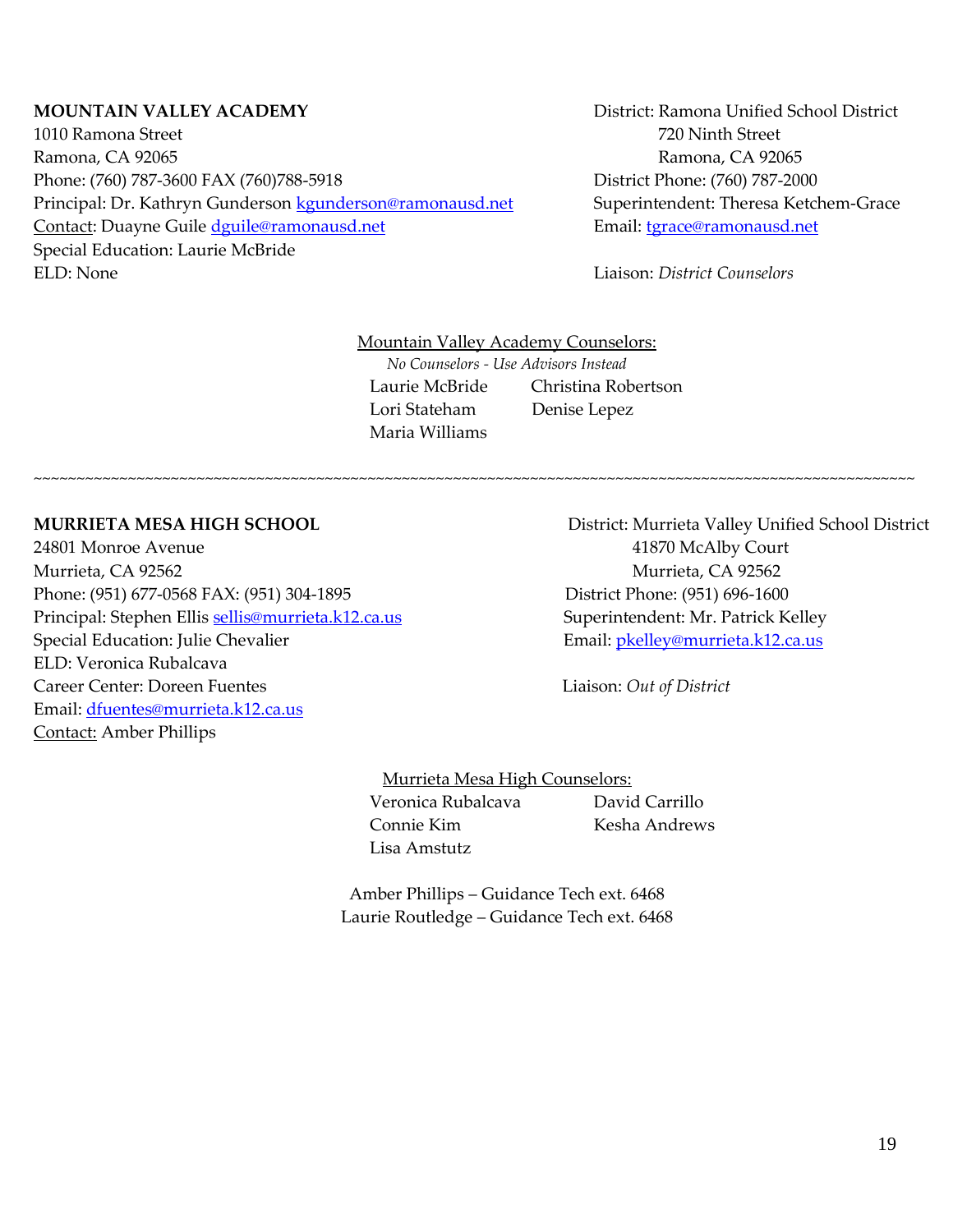**MOUNTAIN VALLEY ACADEMY**
1010 Ramona Street
Ramona, CA 92065
Phone: (760) 787-3600 FAX (760)788-5918
Principal: Dr. Kathryn Gunderson kgunderson@ramonausd.net
Contact: Duayne Guile dguile@ramonausd.net
Special Education: Laurie McBride
ELD: None

District: Ramona Unified School District
720 Ninth Street
Ramona, CA 92065
District Phone: (760) 787-2000
Superintendent: Theresa Ketchem-Grace
Email: tgrace@ramonausd.net

Liaison: *District Counselors*

Mountain Valley Academy Counselors:
*No Counselors - Use Advisors Instead*

Laurie McBride
Christina Robertson
Lori Stateham
Denise Lepez
Maria Williams

~~~~~~~~~~~~~~~~~~~~~~~~~~~~~~~~~~~~~~~~~~~~~~~~~~~~~~~~~~~~~~~~~~~~~~~~~~~~~~~~~~~~~~~~~~~~~~~~~~~

**MURRIETA MESA HIGH SCHOOL**
24801 Monroe Avenue
Murrieta, CA 92562
Phone: (951) 677-0568 FAX: (951) 304-1895
Principal: Stephen Ellis sellis@murrieta.k12.ca.us
Special Education: Julie Chevalier
ELD: Veronica Rubalcava
Career Center: Doreen Fuentes
Email: dfuentes@murrieta.k12.ca.us
Contact: Amber Phillips

District: Murrieta Valley Unified School District
41870 McAlby Court
Murrieta, CA 92562
District Phone: (951) 696-1600
Superintendent: Mr. Patrick Kelley
Email: pkelley@murrieta.k12.ca.us

Liaison: *Out of District*

Murrieta Mesa High Counselors:

Veronica Rubalcava
David Carrillo
Connie Kim
Kesha Andrews
Lisa Amstutz

Amber Phillips – Guidance Tech ext. 6468
Laurie Routledge – Guidance Tech ext. 6468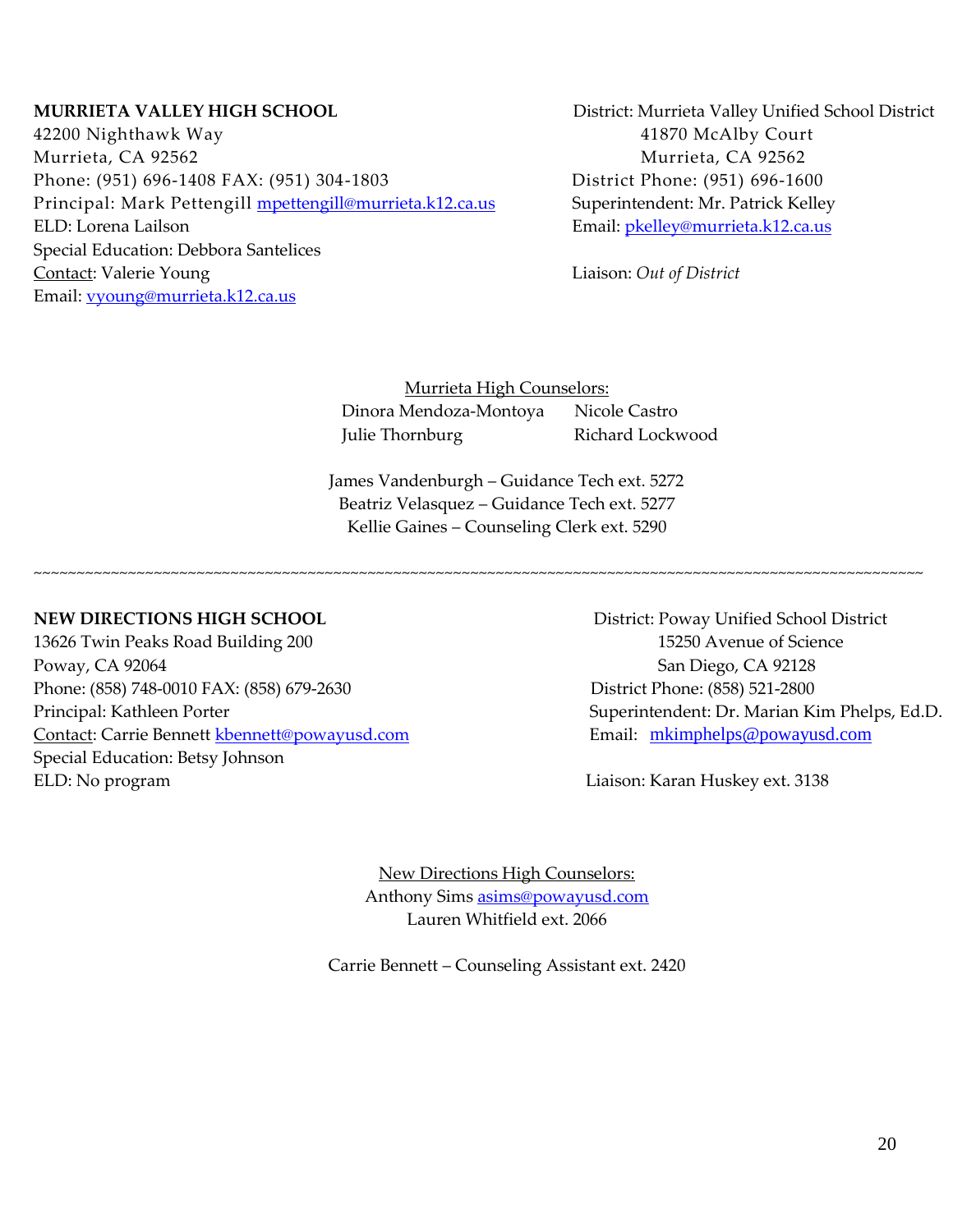**MURRIETA VALLEY HIGH SCHOOL**
42200 Nighthawk Way
Murrieta, CA 92562
Phone: (951) 696-1408 FAX: (951) 304-1803
Principal: Mark Pettengill mpettengill@murrieta.k12.ca.us
ELD: Lorena Lailson
Special Education: Debbora Santelices
Contact: Valerie Young
Email: vyoung@murrieta.k12.ca.us

District: Murrieta Valley Unified School District
41870 McAlby Court
Murrieta, CA 92562
District Phone: (951) 696-1600
Superintendent: Mr. Patrick Kelley
Email: pkelley@murrieta.k12.ca.us

Liaison: *Out of District*

Murrieta High Counselors:
Dinora Mendoza-Montoya
Nicole Castro
Julie Thornburg
Richard Lockwood

James Vandenburgh – Guidance Tech ext. 5272
Beatriz Velasquez – Guidance Tech ext. 5277
Kellie Gaines – Counseling Clerk ext. 5290

~~~~~~~~~~~~~~~~~~~~~~~~~~~~~~~~~~~~~~~~~~~~~~~~~~~~~~~~~~~~~~~~~~~~~~~~~~~~~~~~~~~~~~~~~~~~~~~~~~~~~~~~~~~

**NEW DIRECTIONS HIGH SCHOOL**
13626 Twin Peaks Road Building 200
Poway, CA 92064
Phone: (858) 748-0010 FAX: (858) 679-2630
Principal: Kathleen Porter
Contact: Carrie Bennett kbennett@powayusd.com
Special Education: Betsy Johnson
ELD: No program

District: Poway Unified School District
15250 Avenue of Science
San Diego, CA 92128
District Phone: (858) 521-2800
Superintendent: Dr. Marian Kim Phelps, Ed.D.
Email: mkimphelps@powayusd.com

Liaison: Karan Huskey ext. 3138

New Directions High Counselors:
Anthony Sims asims@powayusd.com
Lauren Whitfield ext. 2066

Carrie Bennett – Counseling Assistant ext. 2420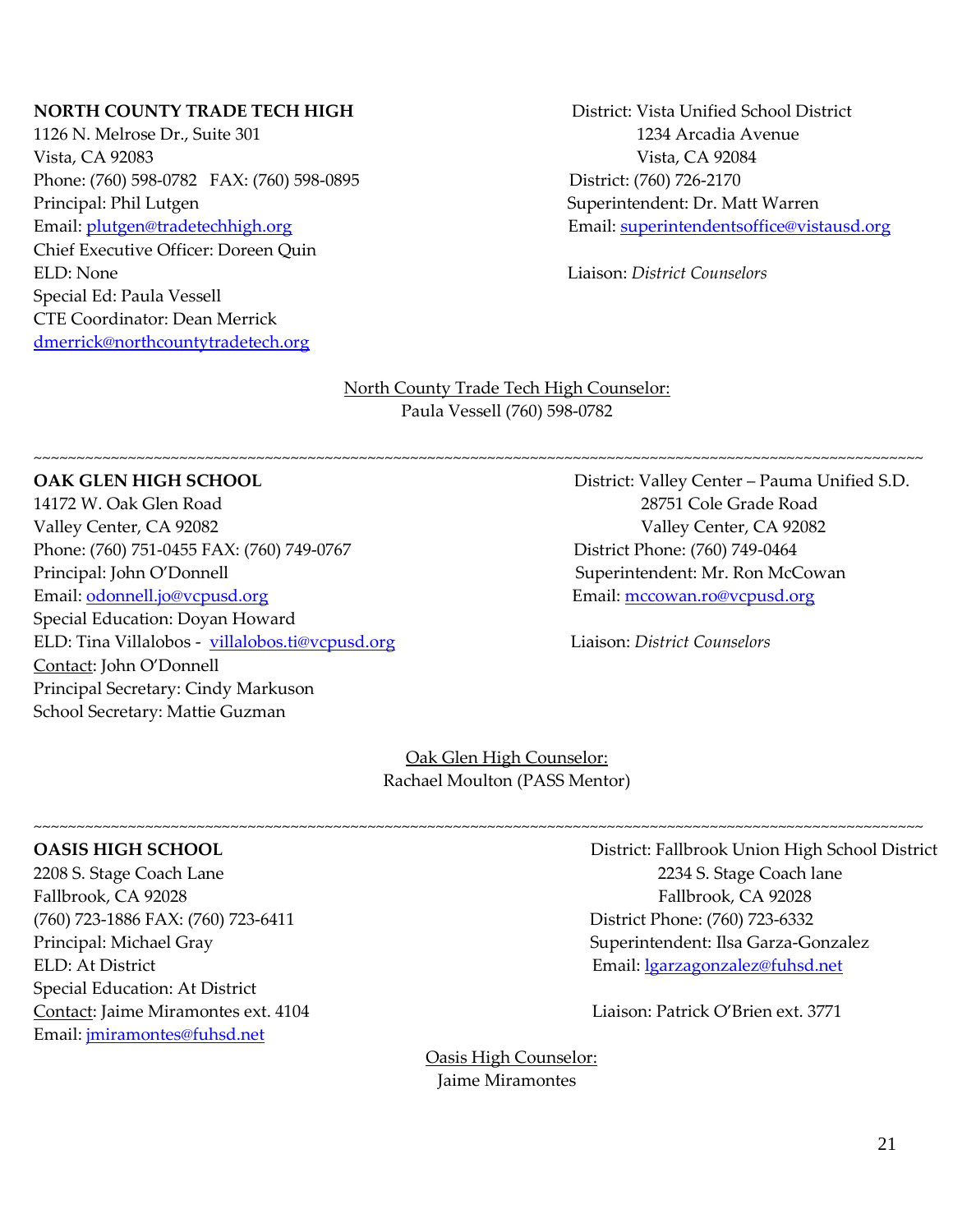**NORTH COUNTY TRADE TECH HIGH**
1126 N. Melrose Dr., Suite 301
Vista, CA 92083
Phone: (760) 598-0782 FAX: (760) 598-0895
Principal: Phil Lutgen
Email: plutgen@tradetechhigh.org
Chief Executive Officer: Doreen Quin
ELD: None
Special Ed: Paula Vessell
CTE Coordinator: Dean Merrick
dmerrick@northcountytradetech.org

District: Vista Unified School District
1234 Arcadia Avenue
Vista, CA 92084
District: (760) 726-2170
Superintendent: Dr. Matt Warren
Email: superintendentsoffice@vistausd.org

Liaison: *District Counselors*

North County Trade Tech High Counselor:
Paula Vessell (760) 598-0782

~~~~~~~~~~~~~~~~~~~~~~~~~~~~~~~~~~~~~~~~~~~~~~~~~~~~~~~~~~~~~~~~~~~~~~~~~~~~~~~~~~~~~~~~~~~~~~~~~~~~~~~~~~~~

**OAK GLEN HIGH SCHOOL**
14172 W. Oak Glen Road
Valley Center, CA 92082
Phone: (760) 751-0455 FAX: (760) 749-0767
Principal: John O'Donnell
Email: odonnell.jo@vcpusd.org
Special Education: Doyan Howard
ELD: Tina Villalobos - villalobos.ti@vcpusd.org
Contact: John O'Donnell
Principal Secretary: Cindy Markuson
School Secretary: Mattie Guzman

District: Valley Center – Pauma Unified S.D.
28751 Cole Grade Road
Valley Center, CA 92082
District Phone: (760) 749-0464
Superintendent: Mr. Ron McCowan
Email: mccowan.ro@vcpusd.org

Liaison: *District Counselors*

Oak Glen High Counselor:
Rachael Moulton (PASS Mentor)

~~~~~~~~~~~~~~~~~~~~~~~~~~~~~~~~~~~~~~~~~~~~~~~~~~~~~~~~~~~~~~~~~~~~~~~~~~~~~~~~~~~~~~~~~~~~~~~~~~~~~~~~~~~~

**OASIS HIGH SCHOOL**
2208 S. Stage Coach Lane
Fallbrook, CA 92028
(760) 723-1886 FAX: (760) 723-6411
Principal: Michael Gray
ELD: At District
Special Education: At District
Contact: Jaime Miramontes ext. 4104
Email: jmiramontes@fuhsd.net

District: Fallbrook Union High School District
2234 S. Stage Coach lane
Fallbrook, CA 92028
District Phone: (760) 723-6332
Superintendent: Ilsa Garza-Gonzalez
Email: lgarzagonzalez@fuhsd.net

Liaison: Patrick O'Brien ext. 3771

Oasis High Counselor:
Jaime Miramontes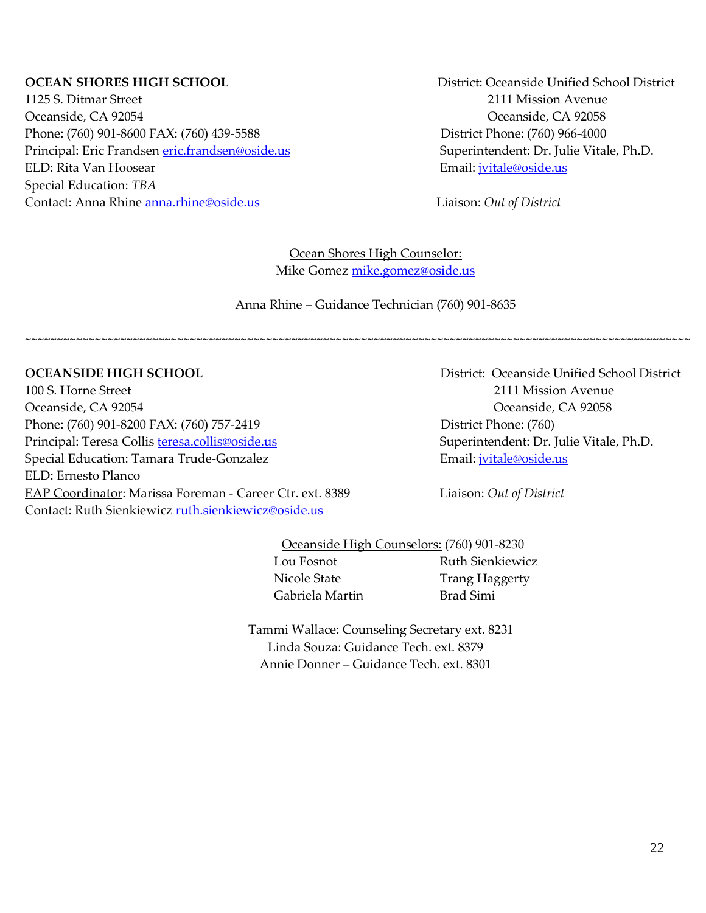**OCEAN SHORES HIGH SCHOOL**
1125 S. Ditmar Street
Oceanside, CA 92054
Phone: (760) 901-8600 FAX: (760) 439-5588
Principal: Eric Frandsen eric.frandsen@oside.us
ELD: Rita Van Hoosear
Special Education: *TBA*
Contact: Anna Rhine anna.rhine@oside.us

District: Oceanside Unified School District
2111 Mission Avenue
Oceanside, CA 92058
District Phone: (760) 966-4000
Superintendent: Dr. Julie Vitale, Ph.D.
Email: jvitale@oside.us

Liaison: *Out of District*

Ocean Shores High Counselor:
Mike Gomez mike.gomez@oside.us

Anna Rhine – Guidance Technician (760) 901-8635

~~~~~~~~~~~~~~~~~~~~~~~~~~~~~~~~~~~~~~~~~~~~~~~~~~~~~~~~~~~~~~~~~~~~~~~~~~~~~~~~~~~~~~~~~~~~~~~~~~~~~~~~~~~~~~~~

**OCEANSIDE HIGH SCHOOL**
100 S. Horne Street
Oceanside, CA 92054
Phone: (760) 901-8200 FAX: (760) 757-2419
Principal: Teresa Collis teresa.collis@oside.us
Special Education: Tamara Trude-Gonzalez
ELD: Ernesto Planco
EAP Coordinator: Marissa Foreman - Career Ctr. ext. 8389
Contact: Ruth Sienkiewicz ruth.sienkiewicz@oside.us

District: Oceanside Unified School District
2111 Mission Avenue
Oceanside, CA 92058
District Phone: (760)
Superintendent: Dr. Julie Vitale, Ph.D.
Email: jvitale@oside.us

Liaison: *Out of District*

Oceanside High Counselors: (760) 901-8230

| | |
|---|---|
| Lou Fosnot | Ruth Sienkiewicz |
| Nicole State | Trang Haggerty |
| Gabriela Martin | Brad Simi |

Tammi Wallace: Counseling Secretary ext. 8231
Linda Souza: Guidance Tech. ext. 8379
Annie Donner – Guidance Tech. ext. 8301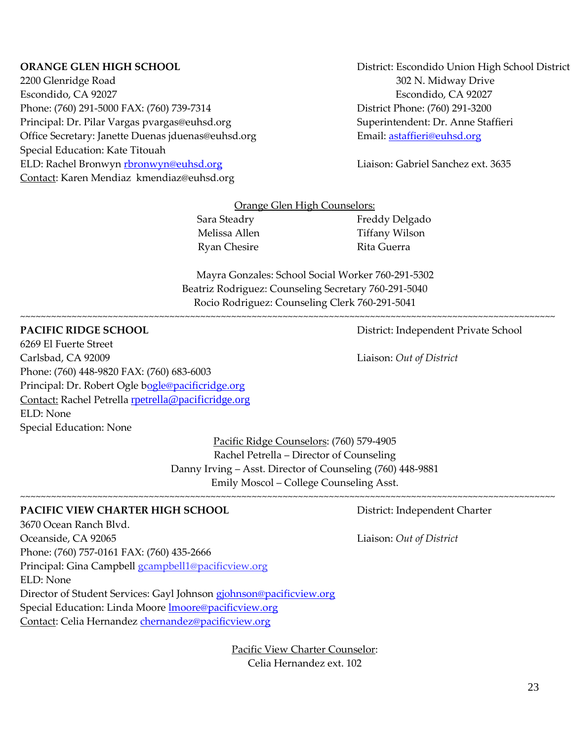**ORANGE GLEN HIGH SCHOOL**
2200 Glenridge Road
Escondido, CA 92027
Phone: (760) 291-5000 FAX: (760) 739-7314
Principal: Dr. Pilar Vargas pvargas@euhsd.org
Office Secretary: Janette Duenas jduenas@euhsd.org
Special Education: Kate Titouah
ELD: Rachel Bronwyn rbronwyn@euhsd.org
Contact: Karen Mendiaz kmendiaz@euhsd.org

District: Escondido Union High School District
302 N. Midway Drive
Escondido, CA 92027
District Phone: (760) 291-3200
Superintendent: Dr. Anne Staffieri
Email: astaffieri@euhsd.org

Liaison: Gabriel Sanchez ext. 3635

Orange Glen High Counselors:

| | |
|---|---|
| Sara Steadry | Freddy Delgado |
| Melissa Allen | Tiffany Wilson |
| Ryan Chesire | Rita Guerra |

Mayra Gonzales: School Social Worker 760-291-5302
Beatriz Rodriguez: Counseling Secretary 760-291-5040
Rocio Rodriguez: Counseling Clerk 760-291-5041

~~~~~~~~~~~~~~~~~~~~~~~~~~~~~~~~~~~~~~~~

**PACIFIC RIDGE SCHOOL**
6269 El Fuerte Street
Carlsbad, CA 92009
Phone: (760) 448-9820 FAX: (760) 683-6003
Principal: Dr. Robert Ogle bogle@pacificridge.org
Contact: Rachel Petrella rpetrella@pacificridge.org
ELD: None
Special Education: None

District: Independent Private School

Liaison: *Out of District*

Pacific Ridge Counselors: (760) 579-4905
Rachel Petrella – Director of Counseling
Danny Irving – Asst. Director of Counseling (760) 448-9881
Emily Moscol – College Counseling Asst.

~~~~~~~~~~~~~~~~~~~~~~~~~~~~~~~~~~~~~~~~

**PACIFIC VIEW CHARTER HIGH SCHOOL**
3670 Ocean Ranch Blvd.
Oceanside, CA 92065
Phone: (760) 757-0161 FAX: (760) 435-2666
Principal: Gina Campbell gcampbell1@pacificview.org
ELD: None
Director of Student Services: Gayl Johnson gjohnson@pacificview.org
Special Education: Linda Moore lmoore@pacificview.org
Contact: Celia Hernandez chernandez@pacificview.org

District: Independent Charter

Liaison: *Out of District*

Pacific View Charter Counselor:
Celia Hernandez ext. 102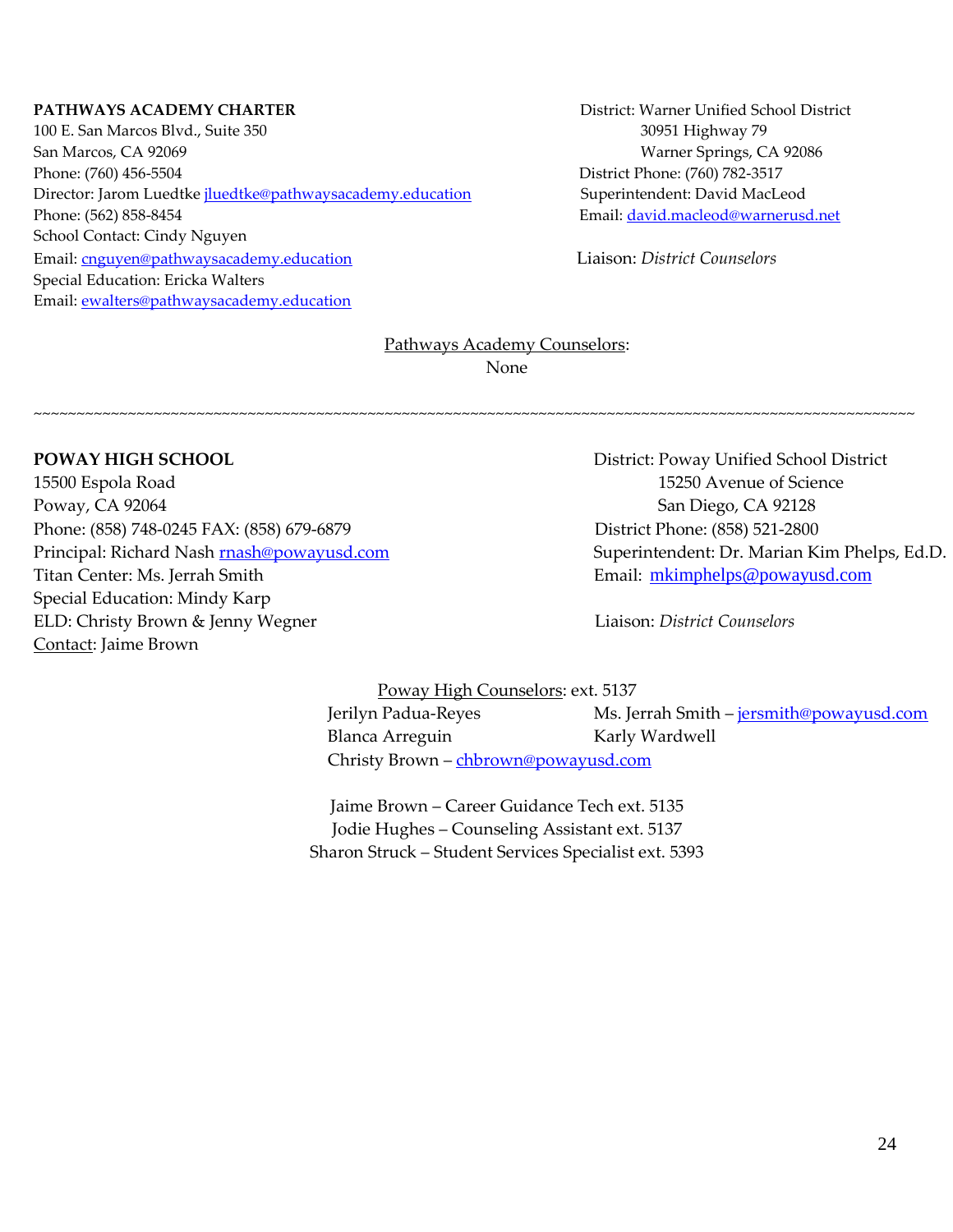**PATHWAYS ACADEMY CHARTER**
100 E. San Marcos Blvd., Suite 350
San Marcos, CA 92069
Phone: (760) 456-5504
Director: Jarom Luedtke jluedtke@pathwaysacademy.education
Phone: (562) 858-8454
School Contact: Cindy Nguyen
Email: cnguyen@pathwaysacademy.education
Special Education: Ericka Walters
Email: ewalters@pathwaysacademy.education

District: Warner Unified School District
30951 Highway 79
Warner Springs, CA 92086
District Phone: (760) 782-3517
Superintendent: David MacLeod
Email: david.macleod@warnerusd.net

Liaison: *District Counselors*

Pathways Academy Counselors:
None

~~~~~~~~~~~~~~~~~~~~~~~~~~~~~~~~~~~~~~~~~~~~~~~~~~~~~~~~~~~~~~~~~~~~~~~~~~~~~~~~~~~~~~~~~~~~~~~~~~~~~~~~

**POWAY HIGH SCHOOL**
15500 Espola Road
Poway, CA 92064
Phone: (858) 748-0245 FAX: (858) 679-6879
Principal: Richard Nash rnash@powayusd.com
Titan Center: Ms. Jerrah Smith
Special Education: Mindy Karp
ELD: Christy Brown & Jenny Wegner
Contact: Jaime Brown

District: Poway Unified School District
15250 Avenue of Science
San Diego, CA 92128
District Phone: (858) 521-2800
Superintendent: Dr. Marian Kim Phelps, Ed.D.
Email: mkimphelps@powayusd.com

Liaison: *District Counselors*

Poway High Counselors: ext. 5137

Jerilyn Padua-Reyes
Ms. Jerrah Smith – jersmith@powayusd.com
Blanca Arreguin
Karly Wardwell
Christy Brown – chbrown@powayusd.com

Jaime Brown – Career Guidance Tech ext. 5135
Jodie Hughes – Counseling Assistant ext. 5137
Sharon Struck – Student Services Specialist ext. 5393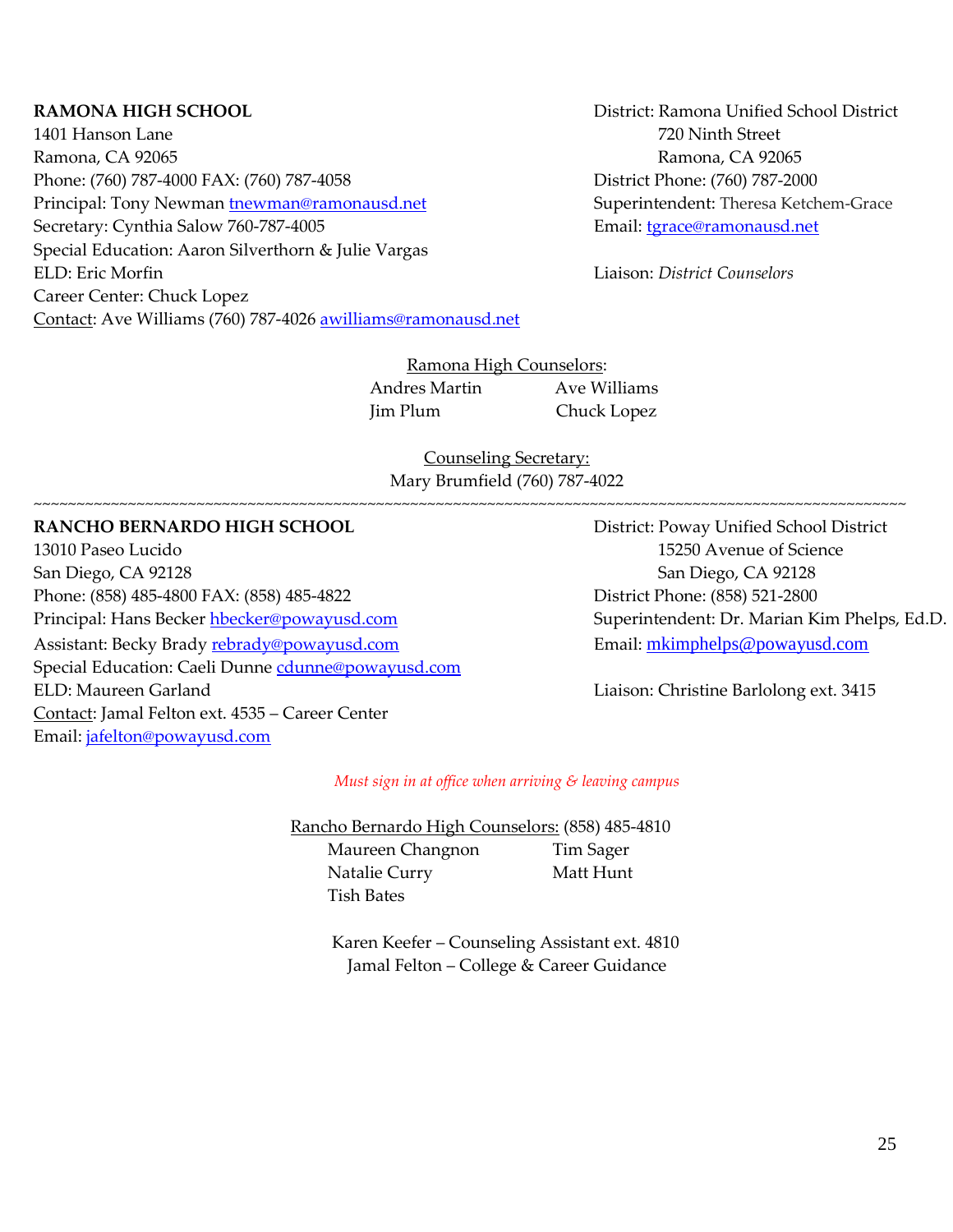**RAMONA HIGH SCHOOL**
1401 Hanson Lane
Ramona, CA 92065
Phone: (760) 787-4000 FAX: (760) 787-4058
Principal: Tony Newman tnewman@ramonausd.net
Secretary: Cynthia Salow 760-787-4005
Special Education: Aaron Silverthorn & Julie Vargas
ELD: Eric Morfin
Career Center: Chuck Lopez
Contact: Ave Williams (760) 787-4026 awilliams@ramonausd.net

District: Ramona Unified School District
720 Ninth Street
Ramona, CA 92065
District Phone: (760) 787-2000
Superintendent: Theresa Ketchem-Grace
Email: tgrace@ramonausd.net

Liaison: *District Counselors*

Ramona High Counselors:

Andres Martin
Ave Williams
Jim Plum
Chuck Lopez

Counseling Secretary:
Mary Brumfield (760) 787-4022

~~~~~~~~~~~~~~~~~~~~~~~~~~~~~~~~~~~~~~~~~~~~~~~~~~~~~~~~~~~~~~~~~~~~~~~~~~~~~~~~~~~~~~~~~~~~~~~~~~~~~~~~

**RANCHO BERNARDO HIGH SCHOOL**
13010 Paseo Lucido
San Diego, CA 92128
Phone: (858) 485-4800 FAX: (858) 485-4822
Principal: Hans Becker hbecker@powayusd.com
Assistant: Becky Brady rebrady@powayusd.com
Special Education: Caeli Dunne cdunne@powayusd.com
ELD: Maureen Garland
Contact: Jamal Felton ext. 4535 – Career Center
Email: jafelton@powayusd.com

District: Poway Unified School District
15250 Avenue of Science
San Diego, CA 92128
District Phone: (858) 521-2800
Superintendent: Dr. Marian Kim Phelps, Ed.D.
Email: mkimphelps@powayusd.com

Liaison: Christine Barlolong ext. 3415

*Must sign in at office when arriving & leaving campus*

Rancho Bernardo High Counselors: (858) 485-4810

Maureen Changnon
Tim Sager
Natalie Curry
Matt Hunt
Tish Bates

Karen Keefer – Counseling Assistant ext. 4810
Jamal Felton – College & Career Guidance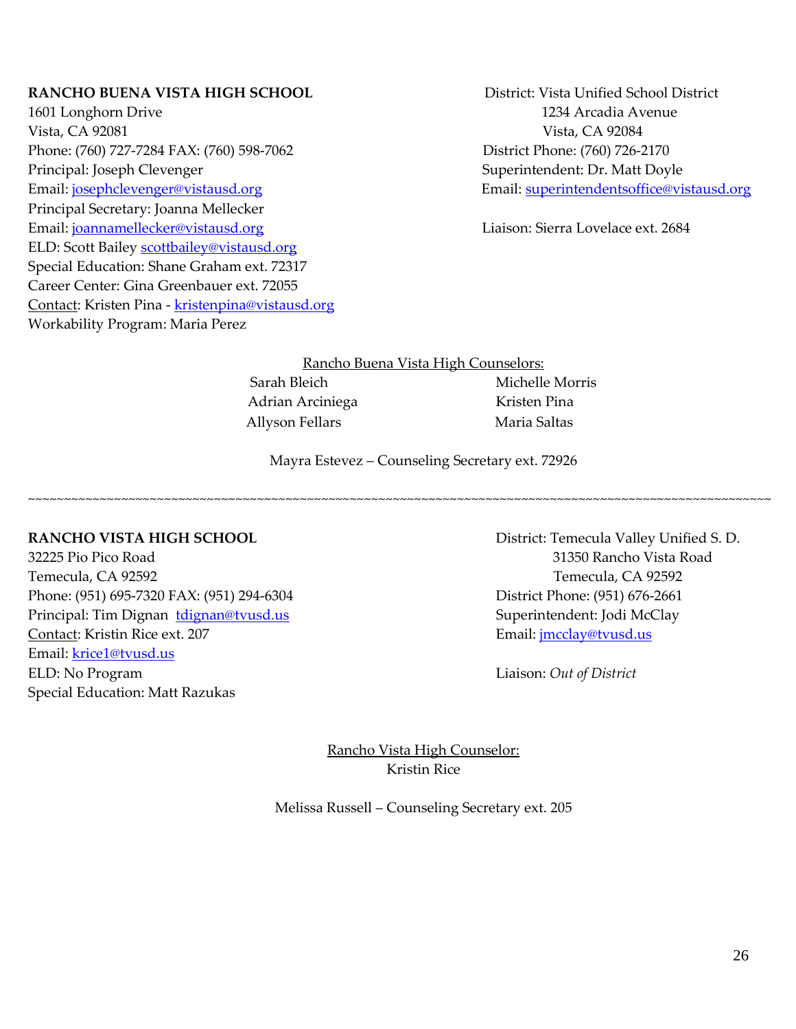**RANCHO BUENA VISTA HIGH SCHOOL**
1601 Longhorn Drive
Vista, CA 92081
Phone: (760) 727-7284 FAX: (760) 598-7062
Principal: Joseph Clevenger
Email: josephclevenger@vistausd.org
Principal Secretary: Joanna Mellecker
Email: joannamellecker@vistausd.org
ELD: Scott Bailey scottbailey@vistausd.org
Special Education: Shane Graham ext. 72317
Career Center: Gina Greenbauer ext. 72055
Contact: Kristen Pina - kristenpina@vistausd.org
Workability Program: Maria Perez

District: Vista Unified School District
1234 Arcadia Avenue
Vista, CA 92084
District Phone: (760) 726-2170
Superintendent: Dr. Matt Doyle
Email: superintendentsoffice@vistausd.org

Liaison: Sierra Lovelace ext. 2684

Rancho Buena Vista High Counselors:

| | |
|---|---|
| Sarah Bleich | Michelle Morris |
| Adrian Arciniega | Kristen Pina |
| Allyson Fellars | Maria Saltas |

Mayra Estevez – Counseling Secretary ext. 72926

~~~~~~~~~~~~~~~~~~~~~~~~~~~~~~~~~~~~~~~~~~~~~~~~~~~~~~~~~~~~~~~~~~~~~~~~~~~~~~~~~~~~~~~~~~~~~~~~~~~~~~~~

**RANCHO VISTA HIGH SCHOOL**
32225 Pio Pico Road
Temecula, CA 92592
Phone: (951) 695-7320 FAX: (951) 294-6304
Principal: Tim Dignan tdignan@tvusd.us
Contact: Kristin Rice ext. 207
Email: krice1@tvusd.us
ELD: No Program
Special Education: Matt Razukas

District: Temecula Valley Unified S. D.
31350 Rancho Vista Road
Temecula, CA 92592
District Phone: (951) 676-2661
Superintendent: Jodi McClay
Email: jmcclay@tvusd.us

Liaison: *Out of District*

Rancho Vista High Counselor:
Kristin Rice

Melissa Russell – Counseling Secretary ext. 205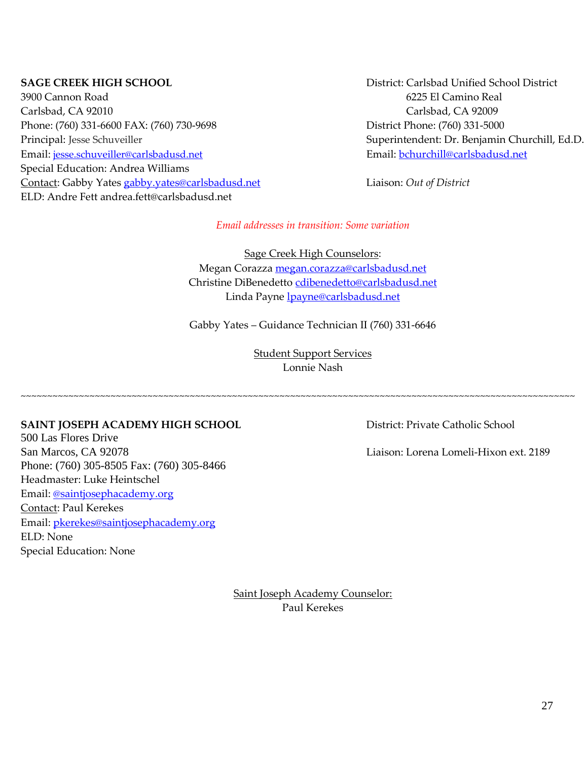**SAGE CREEK HIGH SCHOOL**
3900 Cannon Road
Carlsbad, CA 92010
Phone: (760) 331-6600 FAX: (760) 730-9698
Principal: Jesse Schuveiller
Email: jesse.schuveiller@carlsbadusd.net
Special Education: Andrea Williams
Contact: Gabby Yates gabby.yates@carlsbadusd.net
ELD: Andre Fett andrea.fett@carlsbadusd.net

District: Carlsbad Unified School District
6225 El Camino Real
Carlsbad, CA 92009
District Phone: (760) 331-5000
Superintendent: Dr. Benjamin Churchill, Ed.D.
Email: bchurchill@carlsbadusd.net

Liaison: *Out of District*

*Email addresses in transition: Some variation*

Sage Creek High Counselors:
Megan Corazza megan.corazza@carlsbadusd.net
Christine DiBenedetto cdibenedetto@carlsbadusd.net
Linda Payne lpayne@carlsbadusd.net

Gabby Yates – Guidance Technician II (760) 331-6646

Student Support Services
Lonnie Nash

~~~~~~~~~~~~~~~~~~~~~~~~~~~~~~~~~~~~~~~~~~~~~~~~~~~~~~~~~~~~~~~~~~~~~~~~~~~~~~~~~~~~~~~~~~~~~~~~~~~~

**SAINT JOSEPH ACADEMY HIGH SCHOOL**
500 Las Flores Drive
San Marcos, CA 92078
Phone: (760) 305-8505 Fax: (760) 305-8466
Headmaster: Luke Heintschel
Email: @saintjosephacademy.org
Contact: Paul Kerekes
Email: pkerekes@saintjosephacademy.org
ELD: None
Special Education: None

District: Private Catholic School

Liaison: Lorena Lomeli-Hixon ext. 2189

Saint Joseph Academy Counselor:
Paul Kerekes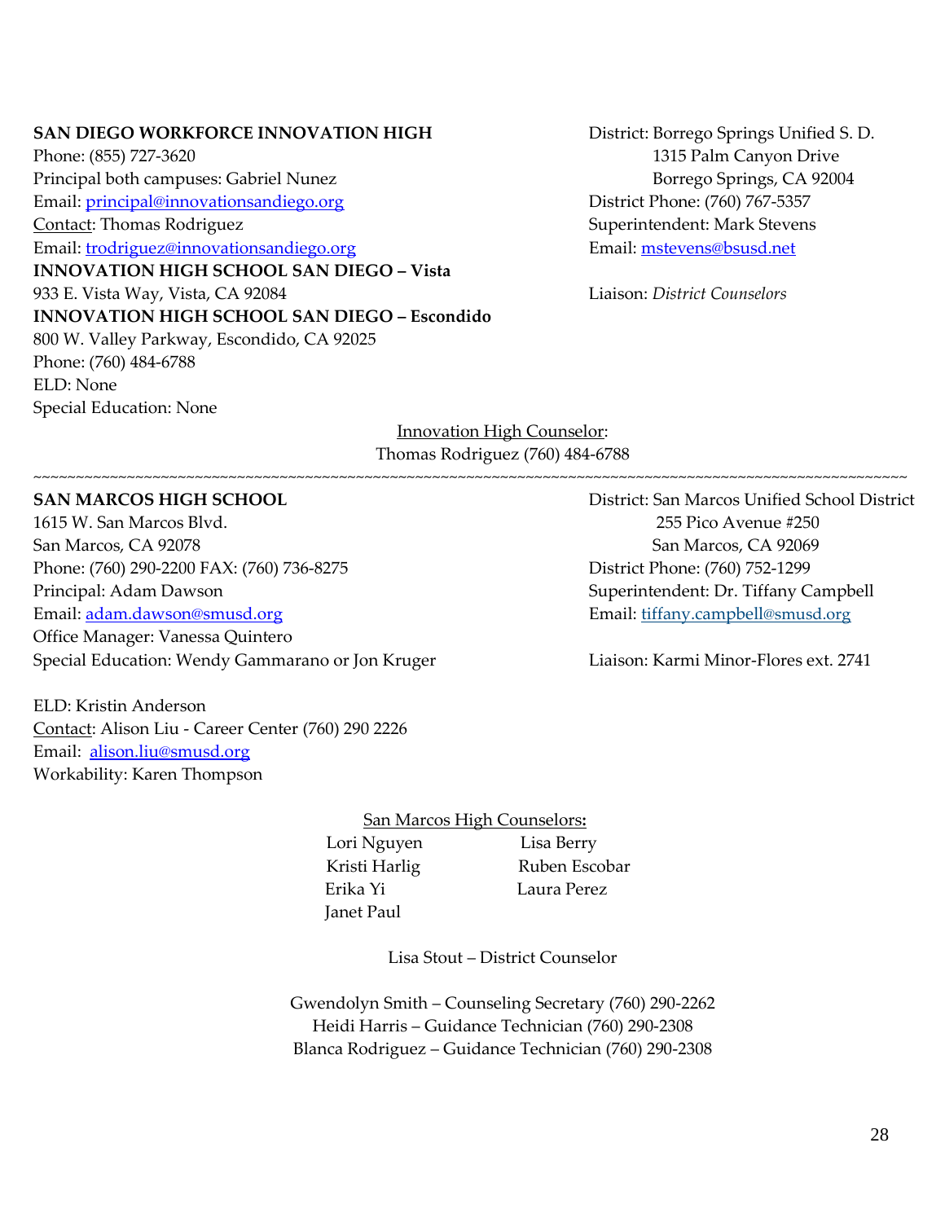**SAN DIEGO WORKFORCE INNOVATION HIGH**
Phone: (855) 727-3620
Principal both campuses: Gabriel Nunez
Email: principal@innovationsandiego.org
Contact: Thomas Rodriguez
Email: trodriguez@innovationsandiego.org
**INNOVATION HIGH SCHOOL SAN DIEGO – Vista**
933 E. Vista Way, Vista, CA 92084
**INNOVATION HIGH SCHOOL SAN DIEGO – Escondido**
800 W. Valley Parkway, Escondido, CA 92025
Phone: (760) 484-6788
ELD: None
Special Education: None

District: Borrego Springs Unified S. D.
1315 Palm Canyon Drive
Borrego Springs, CA 92004
District Phone: (760) 767-5357
Superintendent: Mark Stevens
Email: mstevens@bsusd.net

Liaison: *District Counselors*

Innovation High Counselor:
Thomas Rodriguez (760) 484-6788

~~~~~~~~~~~~~~~~~~~~~~~~~~~~~~~~~~~~~~~~~~~~~~~~~~~~~~~~~~~~~~~~~~~~~~~~~~~~~~~~~~~~~~~~~~~~~~~~~~~~~~

**SAN MARCOS HIGH SCHOOL**
1615 W. San Marcos Blvd.
San Marcos, CA 92078
Phone: (760) 290-2200 FAX: (760) 736-8275
Principal: Adam Dawson
Email: adam.dawson@smusd.org
Office Manager: Vanessa Quintero
Special Education: Wendy Gammarano or Jon Kruger

ELD: Kristin Anderson
Contact: Alison Liu - Career Center (760) 290 2226
Email: alison.liu@smusd.org
Workability: Karen Thompson

District: San Marcos Unified School District
255 Pico Avenue #250
San Marcos, CA 92069
District Phone: (760) 752-1299
Superintendent: Dr. Tiffany Campbell
Email: tiffany.campbell@smusd.org

Liaison: Karmi Minor-Flores ext. 2741

San Marcos High Counselors:

Lori Nguyen
Kristi Harlig
Erika Yi
Janet Paul
Lisa Berry
Ruben Escobar
Laura Perez

Lisa Stout – District Counselor

Gwendolyn Smith – Counseling Secretary (760) 290-2262
Heidi Harris – Guidance Technician (760) 290-2308
Blanca Rodriguez – Guidance Technician (760) 290-2308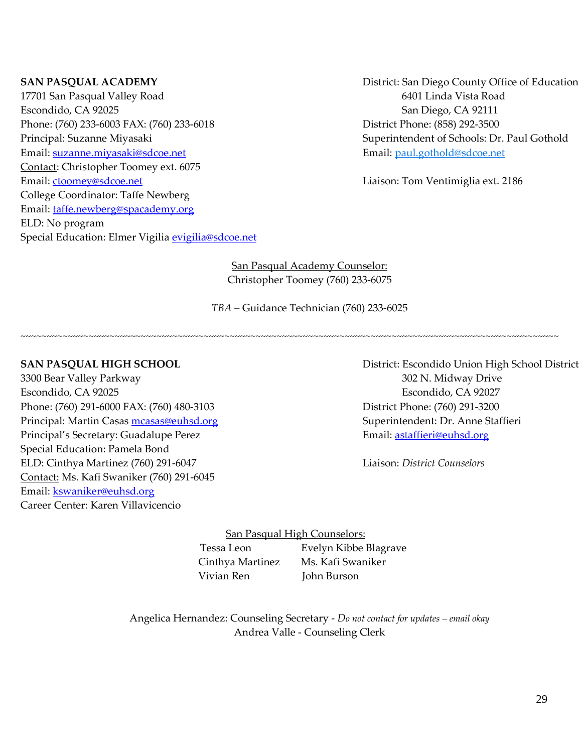**SAN PASQUAL ACADEMY**
17701 San Pasqual Valley Road
Escondido, CA 92025
Phone: (760) 233-6003 FAX: (760) 233-6018
Principal: Suzanne Miyasaki
Email: suzanne.miyasaki@sdcoe.net
Contact: Christopher Toomey ext. 6075
Email: ctoomey@sdcoe.net
College Coordinator: Taffe Newberg
Email: taffe.newberg@spacademy.org
ELD: No program
Special Education: Elmer Vigilia evigilia@sdcoe.net

District: San Diego County Office of Education
6401 Linda Vista Road
San Diego, CA 92111
District Phone: (858) 292-3500
Superintendent of Schools: Dr. Paul Gothold
Email: paul.gothold@sdcoe.net

Liaison: Tom Ventimiglia ext. 2186

San Pasqual Academy Counselor:
Christopher Toomey (760) 233-6075

*TBA* – Guidance Technician (760) 233-6025

~~~~~~~~~~~~~~~~~~~~~~~~~~~~~~~~~~~~~~~~~~~~~~~~~~~~~~~~~~~~~~~~~~~~~~~~~~~~~~~~~~~~~~~~~~~~~~~~~~~~~~~~~~~~

**SAN PASQUAL HIGH SCHOOL**
3300 Bear Valley Parkway
Escondido, CA 92025
Phone: (760) 291-6000 FAX: (760) 480-3103
Principal: Martin Casas mcasas@euhsd.org
Principal's Secretary: Guadalupe Perez
Special Education: Pamela Bond
ELD: Cinthya Martinez (760) 291-6047
Contact: Ms. Kafi Swaniker (760) 291-6045
Email: kswaniker@euhsd.org
Career Center: Karen Villavicencio

District: Escondido Union High School District
302 N. Midway Drive
Escondido, CA 92027
District Phone: (760) 291-3200
Superintendent: Dr. Anne Staffieri
Email: astaffieri@euhsd.org

Liaison: *District Counselors*

San Pasqual High Counselors:

| | |
|---|---|
| Tessa Leon | Evelyn Kibbe Blagrave |
| Cinthya Martinez | Ms. Kafi Swaniker |
| Vivian Ren | John Burson |

Angelica Hernandez: Counseling Secretary - *Do not contact for updates – email okay*
Andrea Valle - Counseling Clerk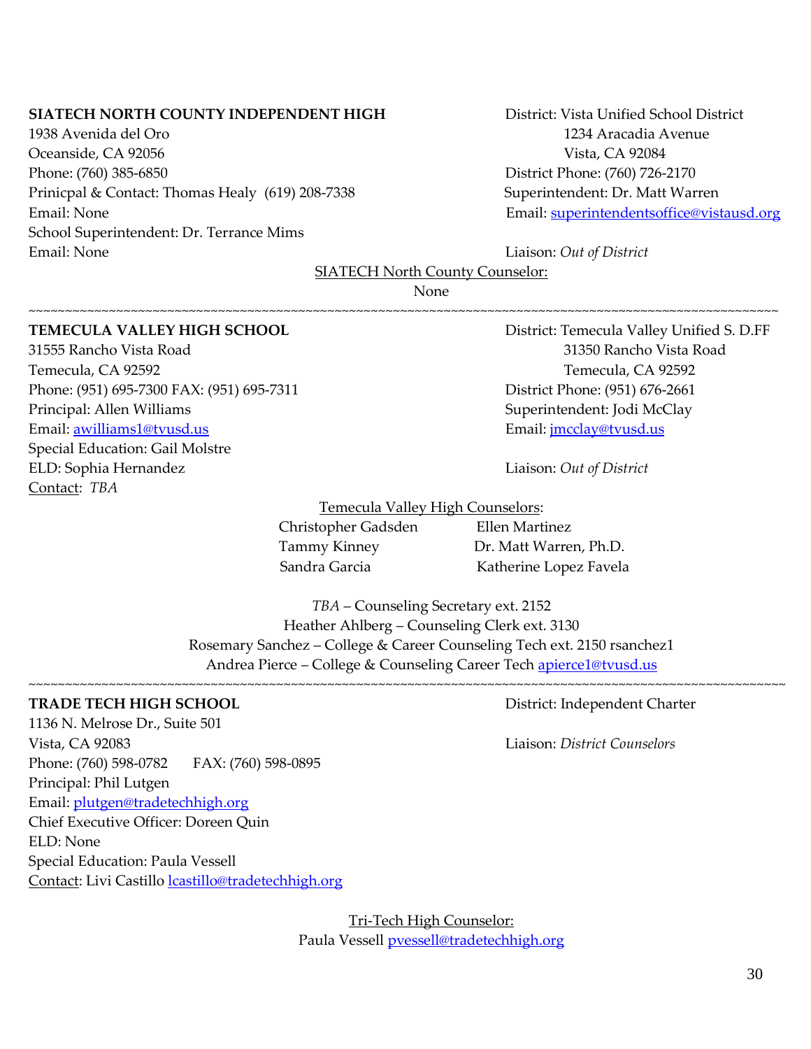**SIATECH NORTH COUNTY INDEPENDENT HIGH**
1938 Avenida del Oro
Oceanside, CA 92056
Phone: (760) 385-6850
Prinicpal & Contact: Thomas Healy (619) 208-7338
Email: None
School Superintendent: Dr. Terrance Mims
Email: None

District: Vista Unified School District
1234 Aracadia Avenue
Vista, CA 92084
District Phone: (760) 726-2170
Superintendent: Dr. Matt Warren
Email: superintendentsoffice@vistausd.org

Liaison: *Out of District*

SIATECH North County Counselor:
None

~~~~~~~~~~~~~~~~~~~~~~~~~~~~~~~~~~~~~~~~~~~~~~~~~~~~~~~~~~~~~~~~~~~~~~~~~~~~~~~~~~~~~~~~~~~~~~~~~~~~~~~~~~~~~~

**TEMECULA VALLEY HIGH SCHOOL**
31555 Rancho Vista Road
Temecula, CA 92592
Phone: (951) 695-7300 FAX: (951) 695-7311
Principal: Allen Williams
Email: awilliams1@tvusd.us
Special Education: Gail Molstre
ELD: Sophia Hernandez
Contact: *TBA*

District: Temecula Valley Unified S. D.FF
31350 Rancho Vista Road
Temecula, CA 92592
District Phone: (951) 676-2661
Superintendent: Jodi McClay
Email: jmcclay@tvusd.us

Liaison: *Out of District*

Temecula Valley High Counselors:
Christopher Gadsden — Ellen Martinez
Tammy Kinney — Dr. Matt Warren, Ph.D.
Sandra Garcia — Katherine Lopez Favela

*TBA* – Counseling Secretary ext. 2152
Heather Ahlberg – Counseling Clerk ext. 3130
Rosemary Sanchez – College & Career Counseling Tech ext. 2150 rsanchez1
Andrea Pierce – College & Counseling Career Tech apierce1@tvusd.us

~~~~~~~~~~~~~~~~~~~~~~~~~~~~~~~~~~~~~~~~~~~~~~~~~~~~~~~~~~~~~~~~~~~~~~~~~~~~~~~~~~~~~~~~~~~~~~~~~~~~~~~~~~~~~~

**TRADE TECH HIGH SCHOOL**
1136 N. Melrose Dr., Suite 501
Vista, CA 92083
Phone: (760) 598-0782 FAX: (760) 598-0895
Principal: Phil Lutgen
Email: plutgen@tradetechhigh.org
Chief Executive Officer: Doreen Quin
ELD: None
Special Education: Paula Vessell
Contact: Livi Castillo lcastillo@tradetechhigh.org

District: Independent Charter

Liaison: *District Counselors*

Tri-Tech High Counselor:
Paula Vessell pvessell@tradetechhigh.org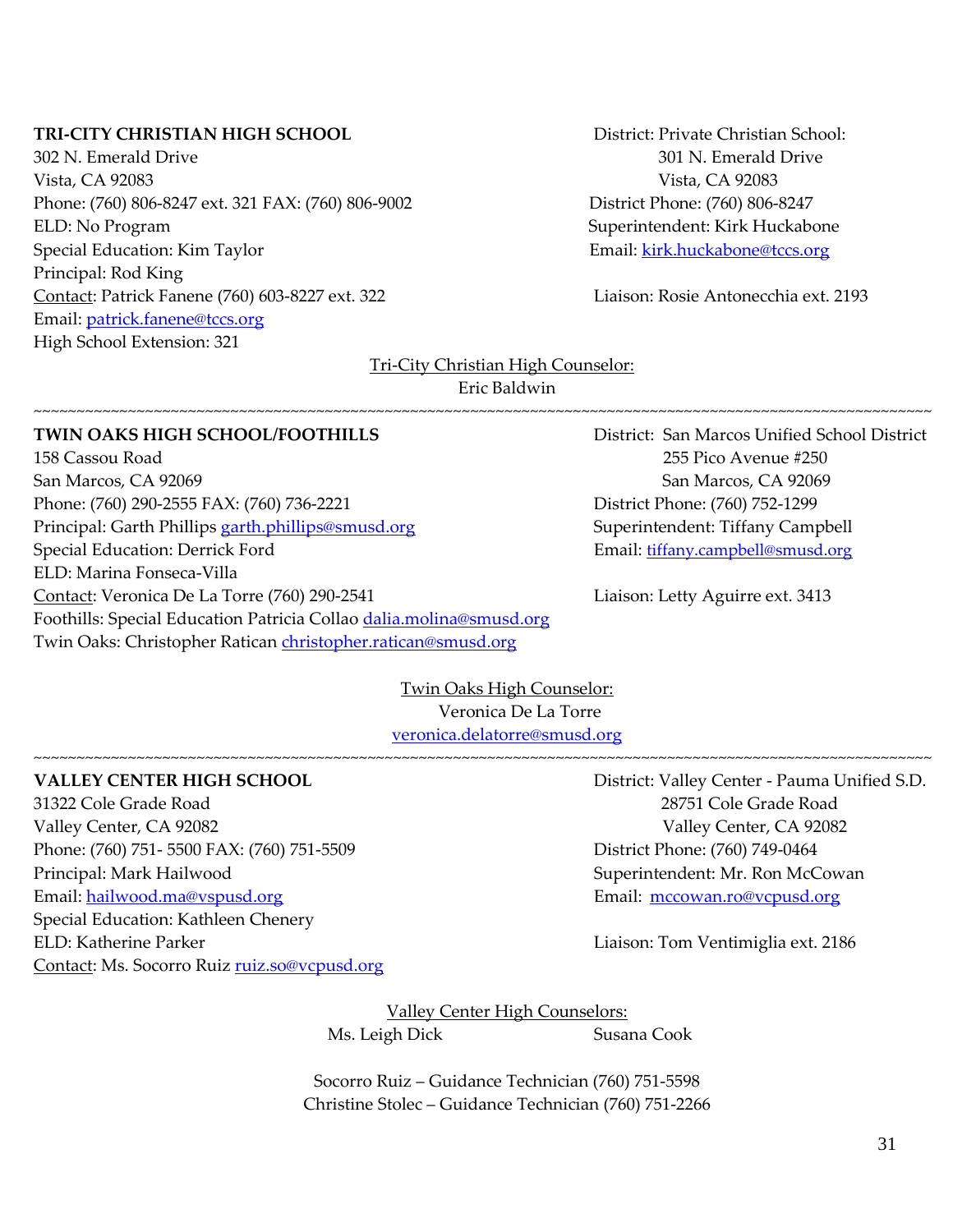**TRI-CITY CHRISTIAN HIGH SCHOOL**
302 N. Emerald Drive
Vista, CA 92083
Phone: (760) 806-8247 ext. 321 FAX: (760) 806-9002
ELD: No Program
Special Education: Kim Taylor
Principal: Rod King
Contact: Patrick Fanene (760) 603-8227 ext. 322
Email: patrick.fanene@tccs.org
High School Extension: 321

District: Private Christian School:
301 N. Emerald Drive
Vista, CA 92083
District Phone: (760) 806-8247
Superintendent: Kirk Huckabone
Email: kirk.huckabone@tccs.org

Liaison: Rosie Antonecchia ext. 2193

Tri-City Christian High Counselor:
Eric Baldwin

~~~~~~~~~~~~~~~~~~~~~~~~~~~~~~~~~~~~~~~~~~~~~~~~~~~~~~~~~~~~~~~~~~~~~~~~~~~~~~~~

**TWIN OAKS HIGH SCHOOL/FOOTHILLS**
158 Cassou Road
San Marcos, CA 92069
Phone: (760) 290-2555 FAX: (760) 736-2221
Principal: Garth Phillips garth.phillips@smusd.org
Special Education: Derrick Ford
ELD: Marina Fonseca-Villa
Contact: Veronica De La Torre (760) 290-2541
Foothills: Special Education Patricia Collao dalia.molina@smusd.org
Twin Oaks: Christopher Ratican christopher.ratican@smusd.org

District: San Marcos Unified School District
255 Pico Avenue #250
San Marcos, CA 92069
District Phone: (760) 752-1299
Superintendent: Tiffany Campbell
Email: tiffany.campbell@smusd.org

Liaison: Letty Aguirre ext. 3413

Twin Oaks High Counselor:
Veronica De La Torre
veronica.delatorre@smusd.org

~~~~~~~~~~~~~~~~~~~~~~~~~~~~~~~~~~~~~~~~~~~~~~~~~~~~~~~~~~~~~~~~~~~~~~~~~~~~~~~~

**VALLEY CENTER HIGH SCHOOL**
31322 Cole Grade Road
Valley Center, CA 92082
Phone: (760) 751- 5500 FAX: (760) 751-5509
Principal: Mark Hailwood
Email: hailwood.ma@vspusd.org
Special Education: Kathleen Chenery
ELD: Katherine Parker
Contact: Ms. Socorro Ruiz ruiz.so@vcpusd.org

District: Valley Center - Pauma Unified S.D.
28751 Cole Grade Road
Valley Center, CA 92082
District Phone: (760) 749-0464
Superintendent: Mr. Ron McCowan
Email: mccowan.ro@vcpusd.org

Liaison: Tom Ventimiglia ext. 2186

Valley Center High Counselors:
Ms. Leigh Dick
Susana Cook

Socorro Ruiz – Guidance Technician (760) 751-5598
Christine Stolec – Guidance Technician (760) 751-2266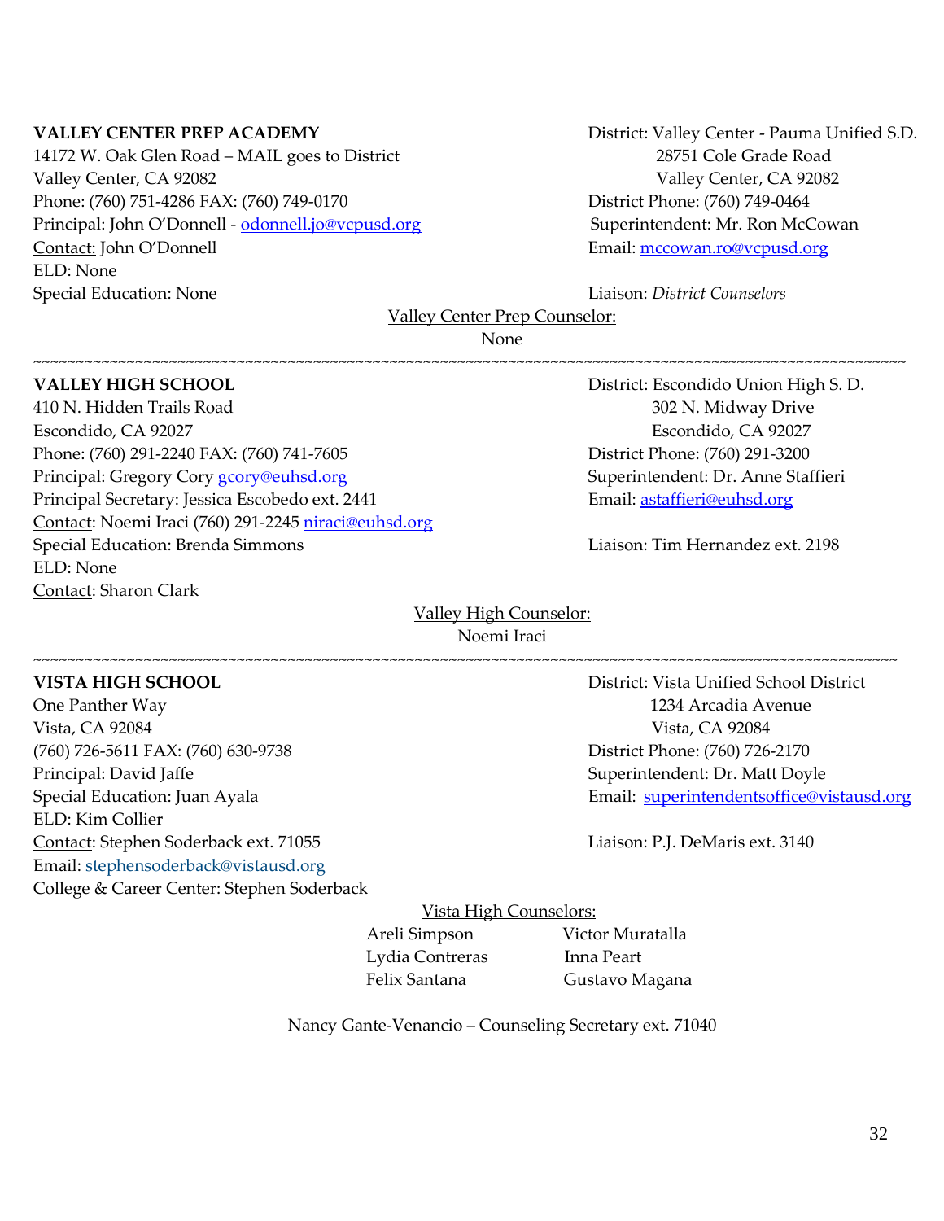**VALLEY CENTER PREP ACADEMY**
14172 W. Oak Glen Road – MAIL goes to District
Valley Center, CA 92082
Phone: (760) 751-4286 FAX: (760) 749-0170
Principal: John O'Donnell - odonnell.jo@vcpusd.org
Contact: John O'Donnell
ELD: None
Special Education: None

District: Valley Center - Pauma Unified S.D.
28751 Cole Grade Road
Valley Center, CA 92082
District Phone: (760) 749-0464
Superintendent: Mr. Ron McCowan
Email: mccowan.ro@vcpusd.org

Liaison: *District Counselors*

Valley Center Prep Counselor:
None

~~~~~~~~~~~~~~~~~~~~~~~~~~~~~~~~~~~~~~~~~~~~~~~~~~~~~~~~~~~~~~~~~~~~~~~~~~~~~~~~~~~~~~~~~~~~~~~~~~~~

**VALLEY HIGH SCHOOL**
410 N. Hidden Trails Road
Escondido, CA 92027
Phone: (760) 291-2240 FAX: (760) 741-7605
Principal: Gregory Cory gcory@euhsd.org
Principal Secretary: Jessica Escobedo ext. 2441
Contact: Noemi Iraci (760) 291-2245 niraci@euhsd.org
Special Education: Brenda Simmons
ELD: None
Contact: Sharon Clark

District: Escondido Union High S. D.
302 N. Midway Drive
Escondido, CA 92027
District Phone: (760) 291-3200
Superintendent: Dr. Anne Staffieri
Email: astaffieri@euhsd.org

Liaison: Tim Hernandez ext. 2198

Valley High Counselor:
Noemi Iraci

~~~~~~~~~~~~~~~~~~~~~~~~~~~~~~~~~~~~~~~~~~~~~~~~~~~~~~~~~~~~~~~~~~~~~~~~~~~~~~~~~~~~~~~~~~~~~~~~~~~~

**VISTA HIGH SCHOOL**
One Panther Way
Vista, CA 92084
(760) 726-5611 FAX: (760) 630-9738
Principal: David Jaffe
Special Education: Juan Ayala
ELD: Kim Collier
Contact: Stephen Soderback ext. 71055
Email: stephensoderback@vistausd.org
College & Career Center: Stephen Soderback

District: Vista Unified School District
1234 Arcadia Avenue
Vista, CA 92084
District Phone: (760) 726-2170
Superintendent: Dr. Matt Doyle
Email: superintendentsoffice@vistausd.org

Liaison: P.J. DeMaris ext. 3140

Vista High Counselors:

Areli Simpson
Lydia Contreras
Felix Santana
Victor Muratalla
Inna Peart
Gustavo Magana

Nancy Gante-Venancio – Counseling Secretary ext. 71040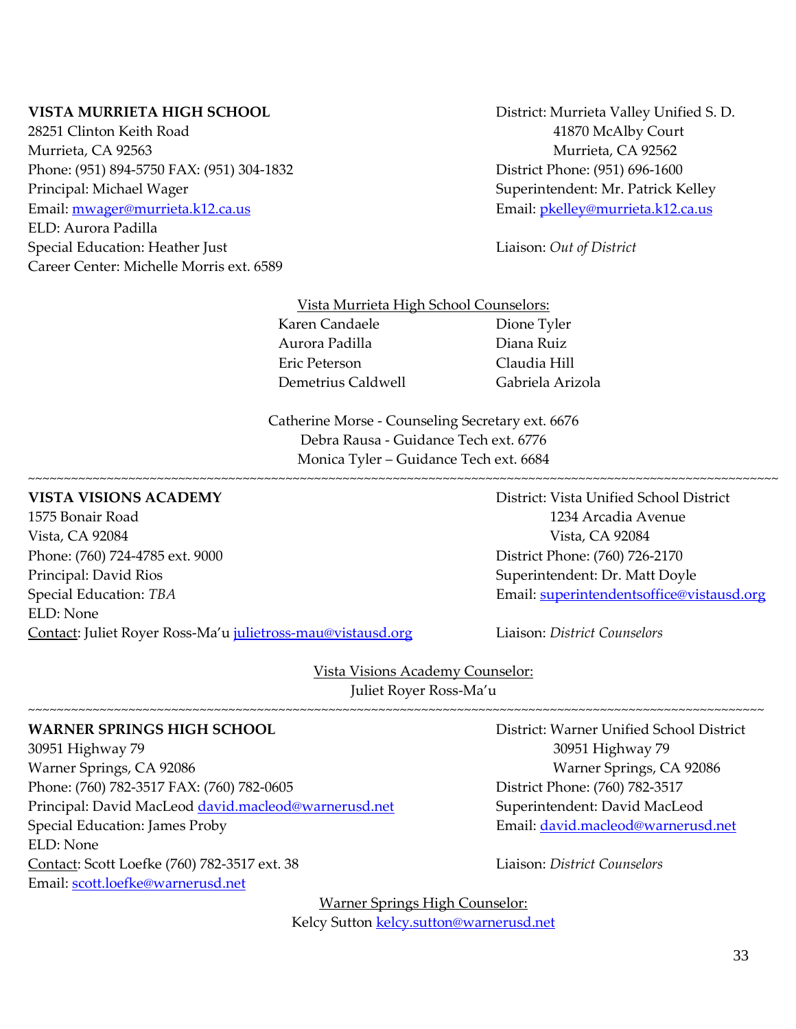**VISTA MURRIETA HIGH SCHOOL**
28251 Clinton Keith Road
Murrieta, CA 92563
Phone: (951) 894-5750 FAX: (951) 304-1832
Principal: Michael Wager
Email: mwager@murrieta.k12.ca.us
ELD: Aurora Padilla
Special Education: Heather Just
Career Center: Michelle Morris ext. 6589

District: Murrieta Valley Unified S. D.
41870 McAlby Court
Murrieta, CA 92562
District Phone: (951) 696-1600
Superintendent: Mr. Patrick Kelley
Email: pkelley@murrieta.k12.ca.us

Liaison: *Out of District*

Vista Murrieta High School Counselors:

| | |
|---|---|
| Karen Candaele | Dione Tyler |
| Aurora Padilla | Diana Ruiz |
| Eric Peterson | Claudia Hill |
| Demetrius Caldwell | Gabriela Arizola |

Catherine Morse - Counseling Secretary ext. 6676
Debra Rausa - Guidance Tech ext. 6776
Monica Tyler – Guidance Tech ext. 6684

~~~~~~~~~~~~~~~~~~~~~~~~~~~~~~~~~~~~~~~~~~~~~~~~~~~~~~~~~~~~~~~~~~~~~~~~~~~~~~~~~~~~~~~~~~~~~~~~~~~~~~~~

**VISTA VISIONS ACADEMY**
1575 Bonair Road
Vista, CA 92084
Phone: (760) 724-4785 ext. 9000
Principal: David Rios
Special Education: *TBA*
ELD: None
Contact: Juliet Royer Ross-Ma'u julietross-mau@vistausd.org

District: Vista Unified School District
1234 Arcadia Avenue
Vista, CA 92084
District Phone: (760) 726-2170
Superintendent: Dr. Matt Doyle
Email: superintendentsoffice@vistausd.org

Liaison: *District Counselors*

Vista Visions Academy Counselor:
Juliet Royer Ross-Ma'u

~~~~~~~~~~~~~~~~~~~~~~~~~~~~~~~~~~~~~~~~~~~~~~~~~~~~~~~~~~~~~~~~~~~~~~~~~~~~~~~~~~~~~~~~~~~~~~~~~~~~~~~

**WARNER SPRINGS HIGH SCHOOL**
30951 Highway 79
Warner Springs, CA 92086
Phone: (760) 782-3517 FAX: (760) 782-0605
Principal: David MacLeod david.macleod@warnerusd.net
Special Education: James Proby
ELD: None
Contact: Scott Loefke (760) 782-3517 ext. 38
Email: scott.loefke@warnerusd.net

District: Warner Unified School District
30951 Highway 79
Warner Springs, CA 92086
District Phone: (760) 782-3517
Superintendent: David MacLeod
Email: david.macleod@warnerusd.net

Liaison: *District Counselors*

Warner Springs High Counselor:
Kelcy Sutton kelcy.sutton@warnerusd.net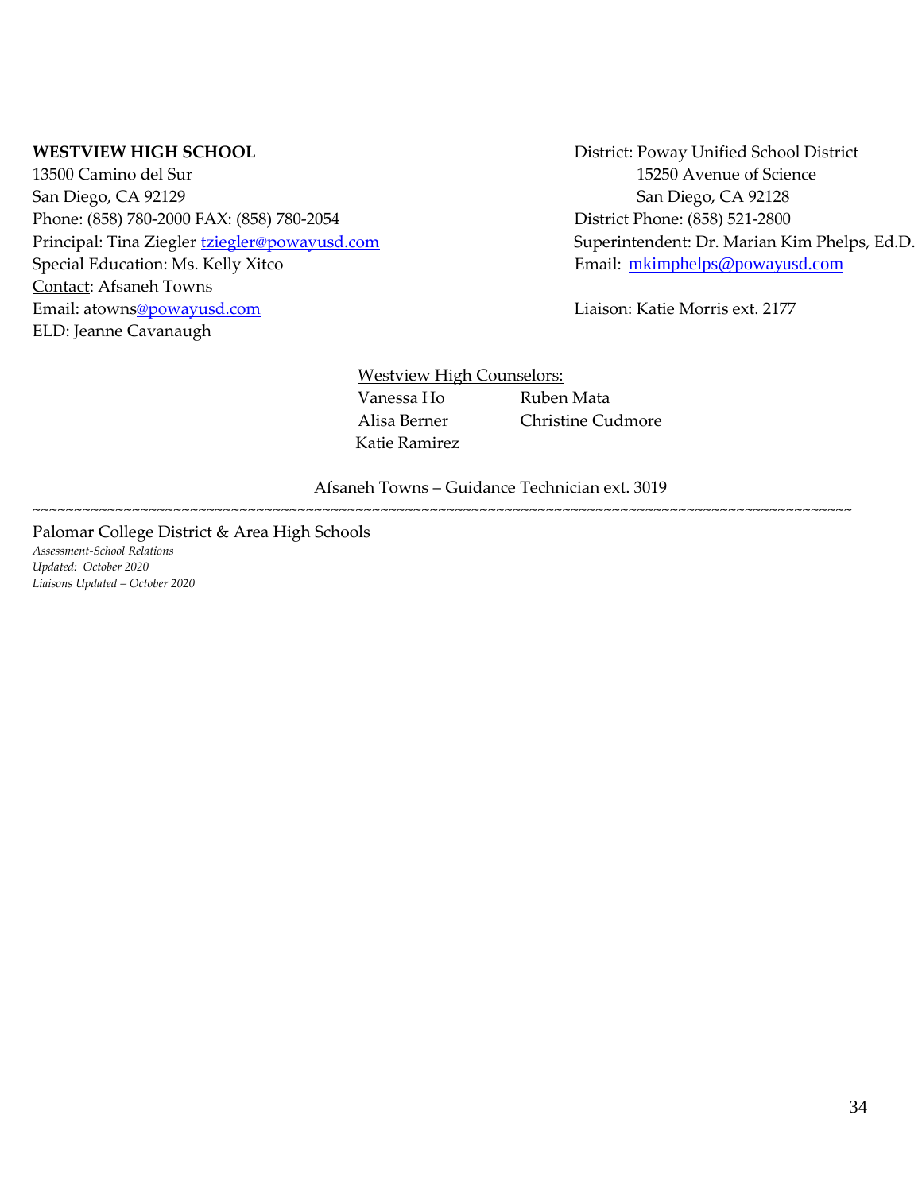**WESTVIEW HIGH SCHOOL**
13500 Camino del Sur
San Diego, CA 92129
Phone: (858) 780-2000 FAX: (858) 780-2054
Principal: Tina Ziegler tziegler@powayusd.com
Special Education: Ms. Kelly Xitco
Contact: Afsaneh Towns
Email: atowns@powayusd.com
ELD: Jeanne Cavanaugh

District: Poway Unified School District
15250 Avenue of Science
San Diego, CA 92128
District Phone: (858) 521-2800
Superintendent: Dr. Marian Kim Phelps, Ed.D.
Email: mkimphelps@powayusd.com

Liaison: Katie Morris ext. 2177

Westview High Counselors:

| | |
|---|---|
| Vanessa Ho | Ruben Mata |
| Alisa Berner | Christine Cudmore |
| Katie Ramirez | |

Afsaneh Towns – Guidance Technician ext. 3019

~~~~~~~~~~~~~~~~~~~~~~~~~~~~~~~~~~~~~~~~~~~~~~~~~~~~~~~~~~~~~~~~~~~~~~~~~~~~~~~~~~~~~~~~~~~~~~~~~~~~

Palomar College District & Area High Schools
*Assessment-School Relations*
*Updated: October 2020*
*Liaisons Updated – October 2020*